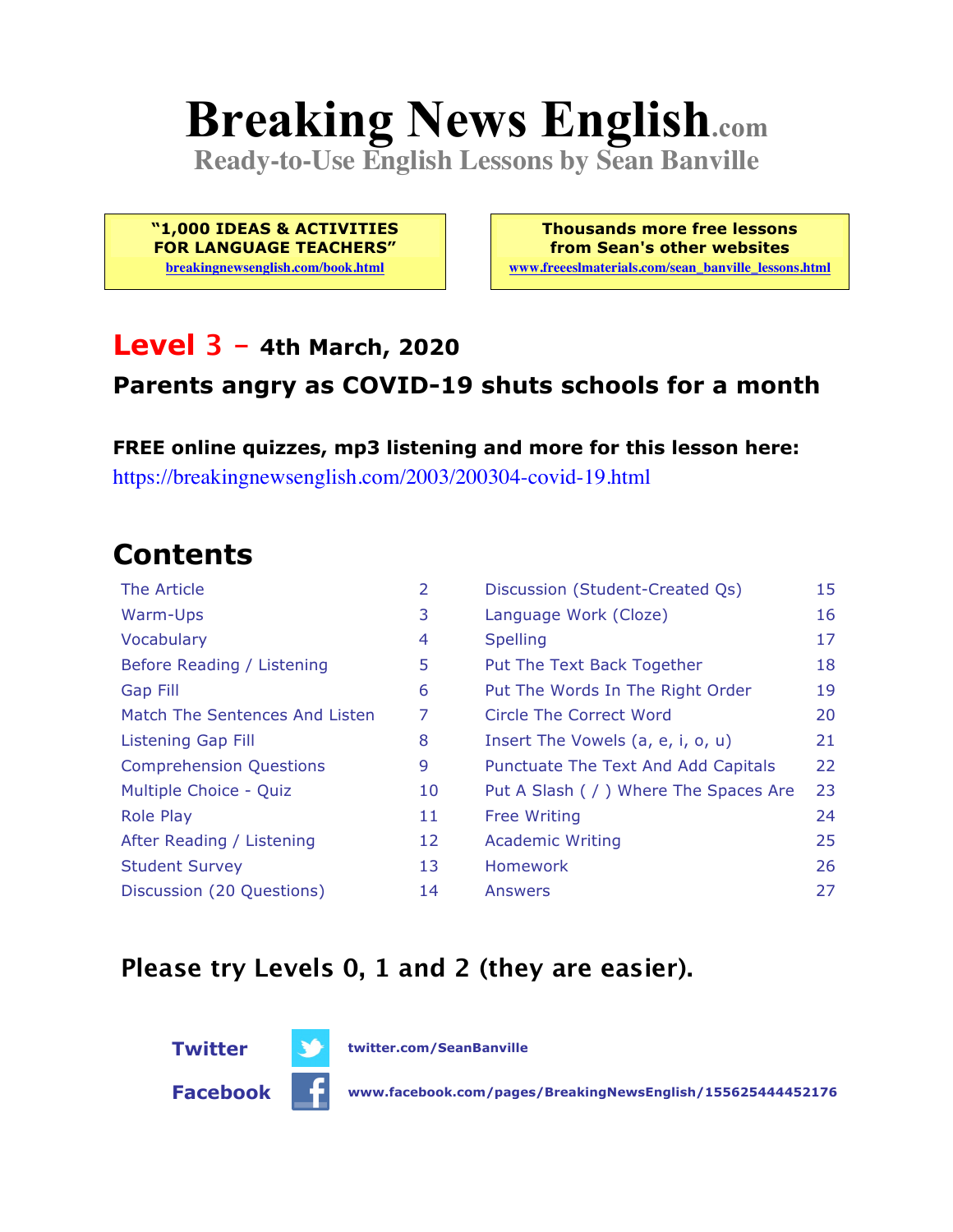# Breaking News English.com

**Ready-to-Use English Lessons by Sean Banville**

**"1,000 IDEAS & ACTIVITIES FOR LANGUAGE TEACHERS"**
breakingnewsenglish.com/book.html

**Thousands more free lessons from Sean's other websites**
www.freeeslmaterials.com/sean_banville_lessons.html

## Level 3 – 4th March, 2020

### Parents angry as COVID-19 shuts schools for a month

**FREE online quizzes, mp3 listening and more for this lesson here:**
https://breakingnewsenglish.com/2003/200304-covid-19.html

## Contents

| | | | |
|---|---|---|---|
| The Article | 2 | Discussion (Student-Created Qs) | 15 |
| Warm-Ups | 3 | Language Work (Cloze) | 16 |
| Vocabulary | 4 | Spelling | 17 |
| Before Reading / Listening | 5 | Put The Text Back Together | 18 |
| Gap Fill | 6 | Put The Words In The Right Order | 19 |
| Match The Sentences And Listen | 7 | Circle The Correct Word | 20 |
| Listening Gap Fill | 8 | Insert The Vowels (a, e, i, o, u) | 21 |
| Comprehension Questions | 9 | Punctuate The Text And Add Capitals | 22 |
| Multiple Choice - Quiz | 10 | Put A Slash ( / ) Where The Spaces Are | 23 |
| Role Play | 11 | Free Writing | 24 |
| After Reading / Listening | 12 | Academic Writing | 25 |
| Student Survey | 13 | Homework | 26 |
| Discussion (20 Questions) | 14 | Answers | 27 |

### Please try Levels 0, 1 and 2 (they are easier).

**Twitter** twitter.com/SeanBanville

**Facebook** www.facebook.com/pages/BreakingNewsEnglish/155625444452176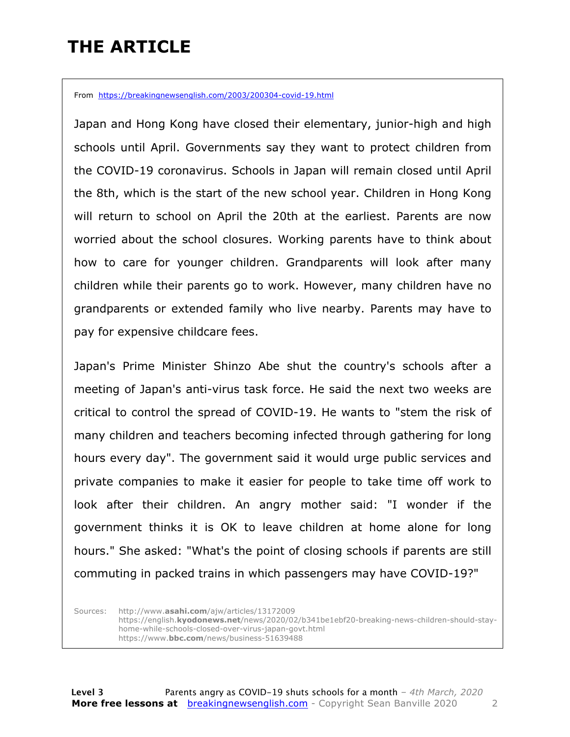# THE ARTICLE

From https://breakingnewsenglish.com/2003/200304-covid-19.html

Japan and Hong Kong have closed their elementary, junior-high and high schools until April. Governments say they want to protect children from the COVID-19 coronavirus. Schools in Japan will remain closed until April the 8th, which is the start of the new school year. Children in Hong Kong will return to school on April the 20th at the earliest. Parents are now worried about the school closures. Working parents have to think about how to care for younger children. Grandparents will look after many children while their parents go to work. However, many children have no grandparents or extended family who live nearby. Parents may have to pay for expensive childcare fees.

Japan's Prime Minister Shinzo Abe shut the country's schools after a meeting of Japan's anti-virus task force. He said the next two weeks are critical to control the spread of COVID-19. He wants to "stem the risk of many children and teachers becoming infected through gathering for long hours every day". The government said it would urge public services and private companies to make it easier for people to take time off work to look after their children. An angry mother said: "I wonder if the government thinks it is OK to leave children at home alone for long hours." She asked: "What's the point of closing schools if parents are still commuting in packed trains in which passengers may have COVID-19?"

Sources:
http://www.asahi.com/ajw/articles/13172009
https://english.kyodonews.net/news/2020/02/b341be1ebf20-breaking-news-children-should-stay-home-while-schools-closed-over-virus-japan-govt.html
https://www.bbc.com/news/business-51639488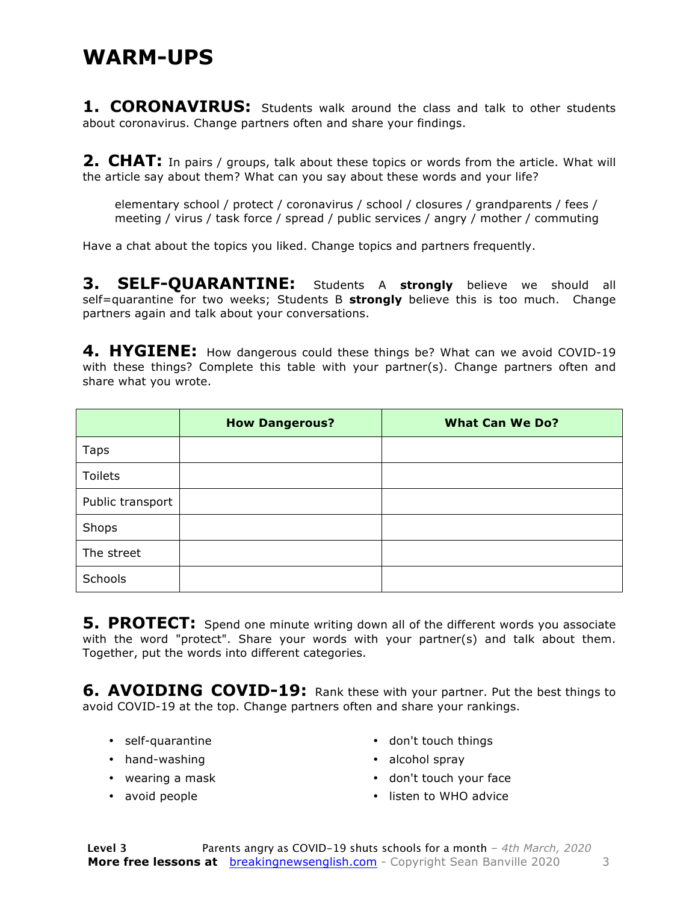# WARM-UPS

**1. CORONAVIRUS:** Students walk around the class and talk to other students about coronavirus. Change partners often and share your findings.

**2. CHAT:** In pairs / groups, talk about these topics or words from the article. What will the article say about them? What can you say about these words and your life?

elementary school / protect / coronavirus / school / closures / grandparents / fees / meeting / virus / task force / spread / public services / angry / mother / commuting

Have a chat about the topics you liked. Change topics and partners frequently.

**3. SELF-QUARANTINE:** Students A **strongly** believe we should all self=quarantine for two weeks; Students B **strongly** believe this is too much. Change partners again and talk about your conversations.

**4. HYGIENE:** How dangerous could these things be? What can we avoid COVID-19 with these things? Complete this table with your partner(s). Change partners often and share what you wrote.

| | How Dangerous? | What Can We Do? |
|---|---|---|
| Taps | | |
| Toilets | | |
| Public transport | | |
| Shops | | |
| The street | | |
| Schools | | |

**5. PROTECT:** Spend one minute writing down all of the different words you associate with the word "protect". Share your words with your partner(s) and talk about them. Together, put the words into different categories.

**6. AVOIDING COVID-19:** Rank these with your partner. Put the best things to avoid COVID-19 at the top. Change partners often and share your rankings.

- self-quarantine
- hand-washing
- wearing a mask
- avoid people
- don't touch things
- alcohol spray
- don't touch your face
- listen to WHO advice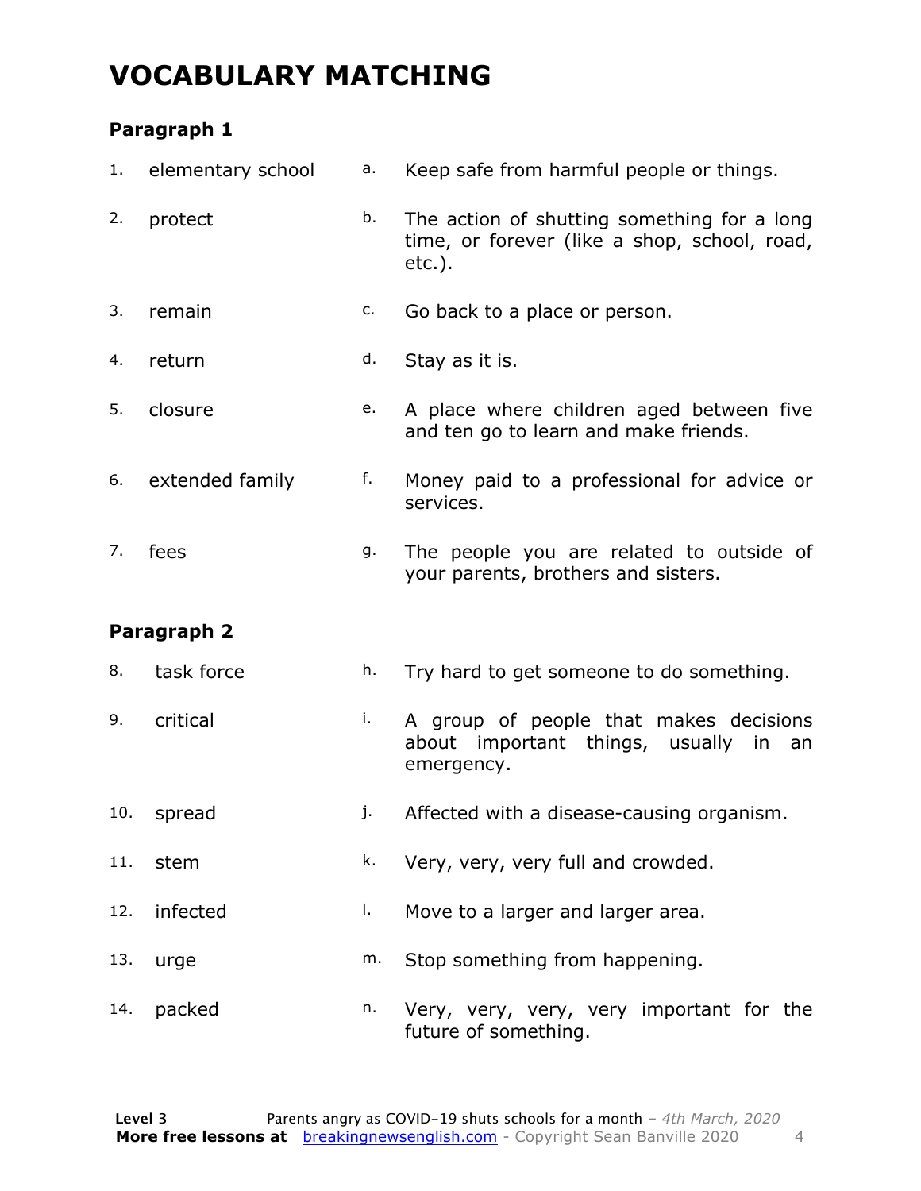# VOCABULARY MATCHING

### Paragraph 1

| | | | |
|---|---|---|---|
| 1. | elementary school | a. | Keep safe from harmful people or things. |
| 2. | protect | b. | The action of shutting something for a long time, or forever (like a shop, school, road, etc.). |
| 3. | remain | c. | Go back to a place or person. |
| 4. | return | d. | Stay as it is. |
| 5. | closure | e. | A place where children aged between five and ten go to learn and make friends. |
| 6. | extended family | f. | Money paid to a professional for advice or services. |
| 7. | fees | g. | The people you are related to outside of your parents, brothers and sisters. |

### Paragraph 2

| | | | |
|---|---|---|---|
| 8. | task force | h. | Try hard to get someone to do something. |
| 9. | critical | i. | A group of people that makes decisions about important things, usually in an emergency. |
| 10. | spread | j. | Affected with a disease-causing organism. |
| 11. | stem | k. | Very, very, very full and crowded. |
| 12. | infected | l. | Move to a larger and larger area. |
| 13. | urge | m. | Stop something from happening. |
| 14. | packed | n. | Very, very, very, very important for the future of something. |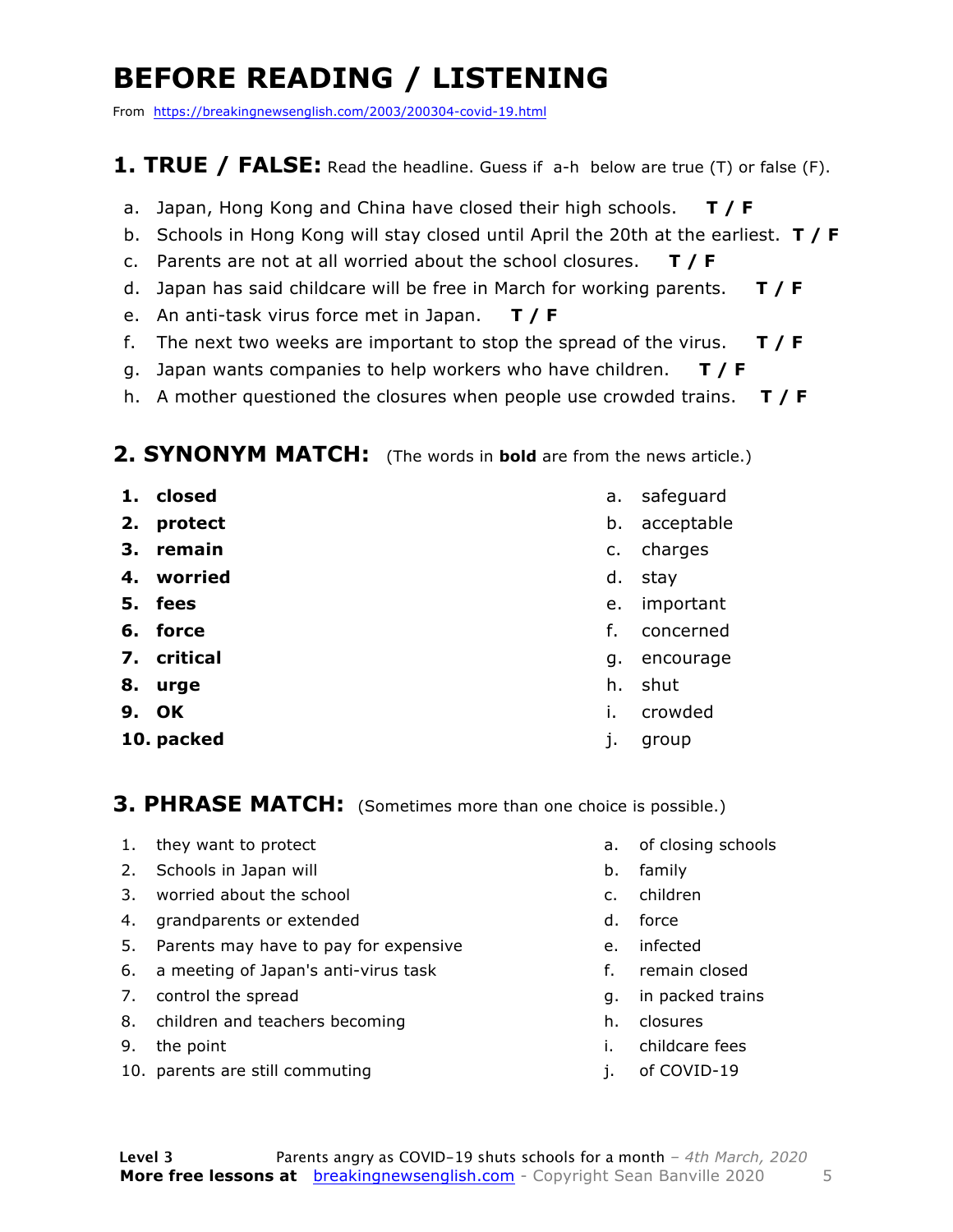# BEFORE READING / LISTENING

From https://breakingnewsenglish.com/2003/200304-covid-19.html

## 1. TRUE / FALSE: Read the headline. Guess if a-h below are true (T) or false (F).

a. Japan, Hong Kong and China have closed their high schools. **T / F**

b. Schools in Hong Kong will stay closed until April the 20th at the earliest. **T / F**

c. Parents are not at all worried about the school closures. **T / F**

d. Japan has said childcare will be free in March for working parents. **T / F**

e. An anti-task virus force met in Japan. **T / F**

f. The next two weeks are important to stop the spread of the virus. **T / F**

g. Japan wants companies to help workers who have children. **T / F**

h. A mother questioned the closures when people use crowded trains. **T / F**

## 2. SYNONYM MATCH: (The words in **bold** are from the news article.)

1. **closed**
2. **protect**
3. **remain**
4. **worried**
5. **fees**
6. **force**
7. **critical**
8. **urge**
9. **OK**
10. **packed**

a. safeguard
b. acceptable
c. charges
d. stay
e. important
f. concerned
g. encourage
h. shut
i. crowded
j. group

## 3. PHRASE MATCH: (Sometimes more than one choice is possible.)

1. they want to protect
2. Schools in Japan will
3. worried about the school
4. grandparents or extended
5. Parents may have to pay for expensive
6. a meeting of Japan's anti-virus task
7. control the spread
8. children and teachers becoming
9. the point
10. parents are still commuting

a. of closing schools
b. family
c. children
d. force
e. infected
f. remain closed
g. in packed trains
h. closures
i. childcare fees
j. of COVID-19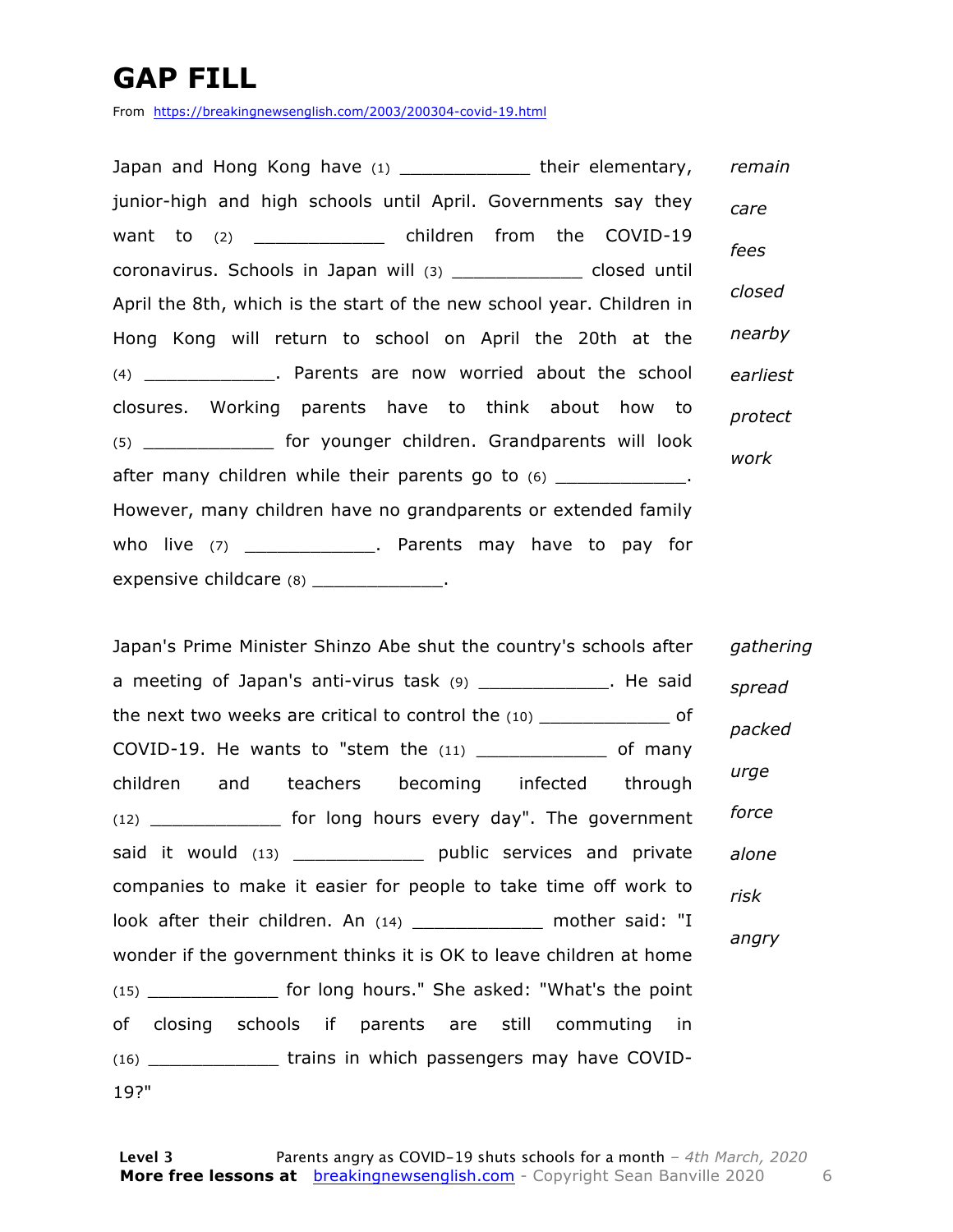# GAP FILL

From https://breakingnewsenglish.com/2003/200304-covid-19.html

Japan and Hong Kong have (1) ____________ their elementary, junior-high and high schools until April. Governments say they want to (2) ____________ children from the COVID-19 coronavirus. Schools in Japan will (3) ____________ closed until April the 8th, which is the start of the new school year. Children in Hong Kong will return to school on April the 20th at the (4) ____________. Parents are now worried about the school closures. Working parents have to think about how to (5) ____________ for younger children. Grandparents will look after many children while their parents go to (6) ____________. However, many children have no grandparents or extended family who live (7) ____________. Parents may have to pay for expensive childcare (8) ____________.

*remain*
*care*
*fees*
*closed*
*nearby*
*earliest*
*protect*
*work*

Japan's Prime Minister Shinzo Abe shut the country's schools after a meeting of Japan's anti-virus task (9) ____________. He said the next two weeks are critical to control the (10) ____________ of COVID-19. He wants to "stem the (11) ____________ of many children and teachers becoming infected through (12) ____________ for long hours every day". The government said it would (13) ____________ public services and private companies to make it easier for people to take time off work to look after their children. An (14) ____________ mother said: "I wonder if the government thinks it is OK to leave children at home (15) ____________ for long hours." She asked: "What's the point of closing schools if parents are still commuting in (16) ____________ trains in which passengers may have COVID-19?"

*gathering*
*spread*
*packed*
*urge*
*force*
*alone*
*risk*
*angry*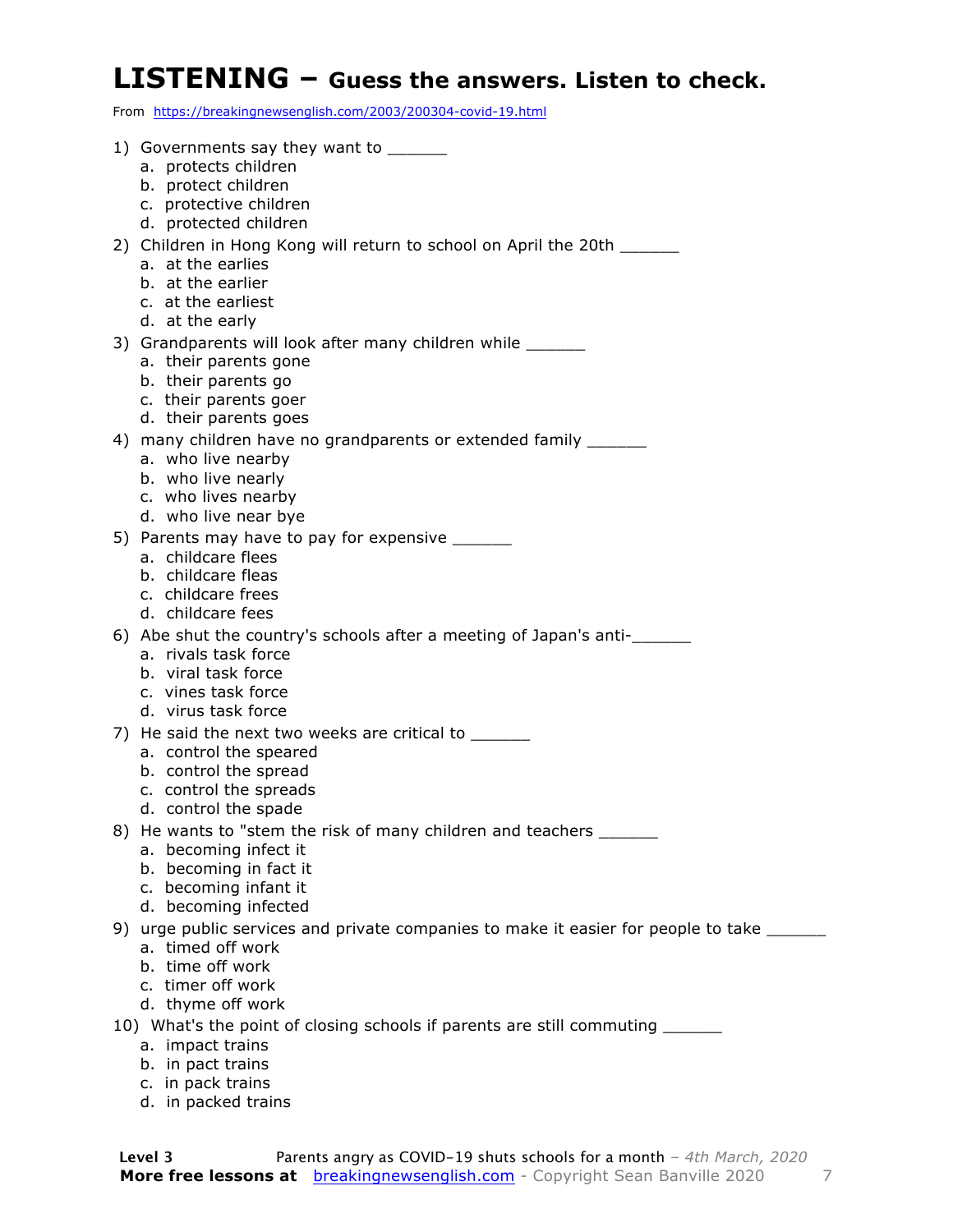# LISTENING – Guess the answers. Listen to check.

From https://breakingnewsenglish.com/2003/200304-covid-19.html

1) Governments say they want to ______
   a. protects children
   b. protect children
   c. protective children
   d. protected children

2) Children in Hong Kong will return to school on April the 20th ______
   a. at the earlies
   b. at the earlier
   c. at the earliest
   d. at the early

3) Grandparents will look after many children while ______
   a. their parents gone
   b. their parents go
   c. their parents goer
   d. their parents goes

4) many children have no grandparents or extended family ______
   a. who live nearby
   b. who live nearly
   c. who lives nearby
   d. who live near bye

5) Parents may have to pay for expensive ______
   a. childcare flees
   b. childcare fleas
   c. childcare frees
   d. childcare fees

6) Abe shut the country's schools after a meeting of Japan's anti-______
   a. rivals task force
   b. viral task force
   c. vines task force
   d. virus task force

7) He said the next two weeks are critical to ______
   a. control the speared
   b. control the spread
   c. control the spreads
   d. control the spade

8) He wants to "stem the risk of many children and teachers ______
   a. becoming infect it
   b. becoming in fact it
   c. becoming infant it
   d. becoming infected

9) urge public services and private companies to make it easier for people to take ______
   a. timed off work
   b. time off work
   c. timer off work
   d. thyme off work

10) What's the point of closing schools if parents are still commuting ______
   a. impact trains
   b. in pact trains
   c. in pack trains
   d. in packed trains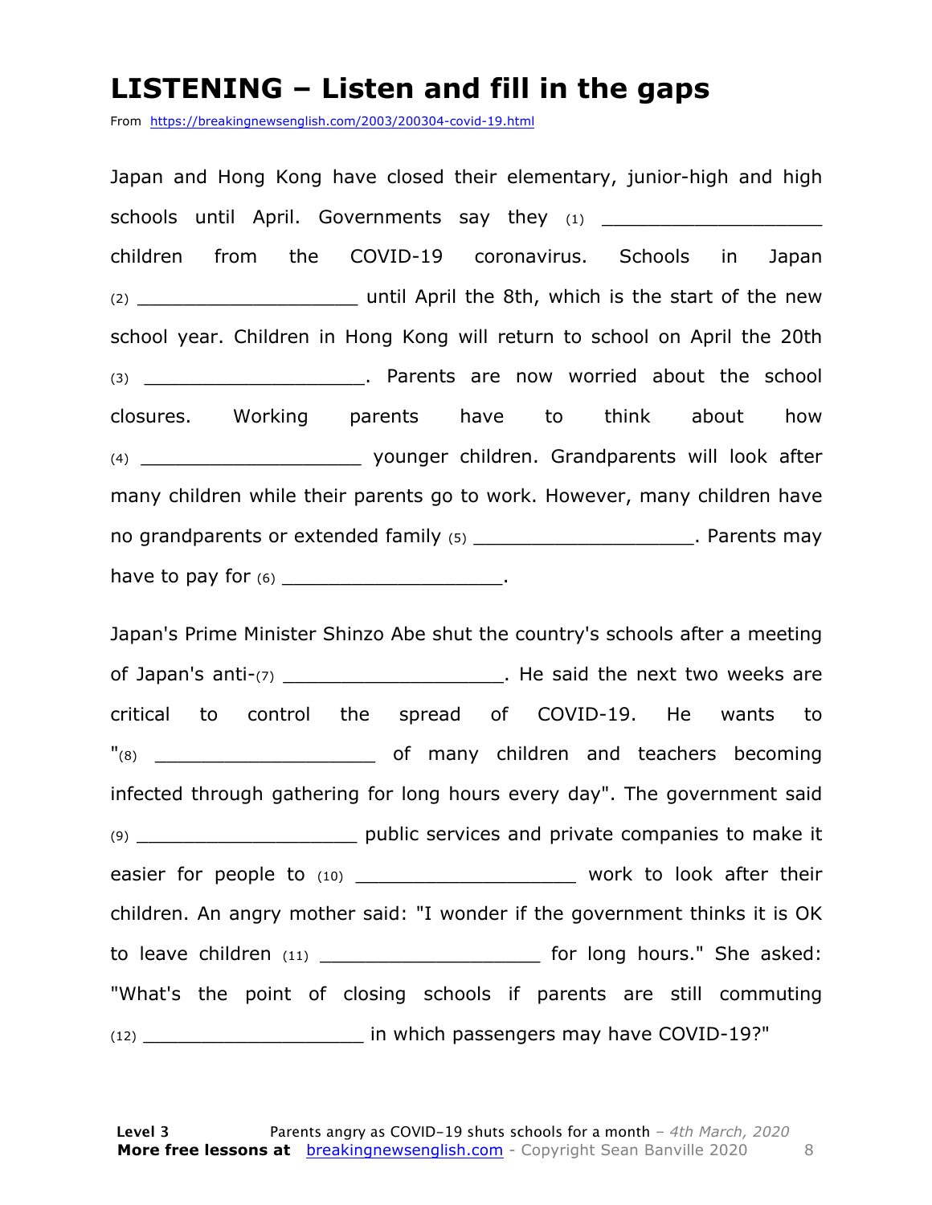# LISTENING – Listen and fill in the gaps

From https://breakingnewsenglish.com/2003/200304-covid-19.html

Japan and Hong Kong have closed their elementary, junior-high and high schools until April. Governments say they (1) ___________________ children from the COVID-19 coronavirus. Schools in Japan (2) ___________________ until April the 8th, which is the start of the new school year. Children in Hong Kong will return to school on April the 20th (3) ___________________. Parents are now worried about the school closures. Working parents have to think about how (4) ___________________ younger children. Grandparents will look after many children while their parents go to work. However, many children have no grandparents or extended family (5) ___________________. Parents may have to pay for (6) ___________________.

Japan's Prime Minister Shinzo Abe shut the country's schools after a meeting of Japan's anti-(7) ___________________. He said the next two weeks are critical to control the spread of COVID-19. He wants to "(8) ___________________ of many children and teachers becoming infected through gathering for long hours every day". The government said (9) ___________________ public services and private companies to make it easier for people to (10) ___________________ work to look after their children. An angry mother said: "I wonder if the government thinks it is OK to leave children (11) ___________________ for long hours." She asked: "What's the point of closing schools if parents are still commuting (12) ___________________ in which passengers may have COVID-19?"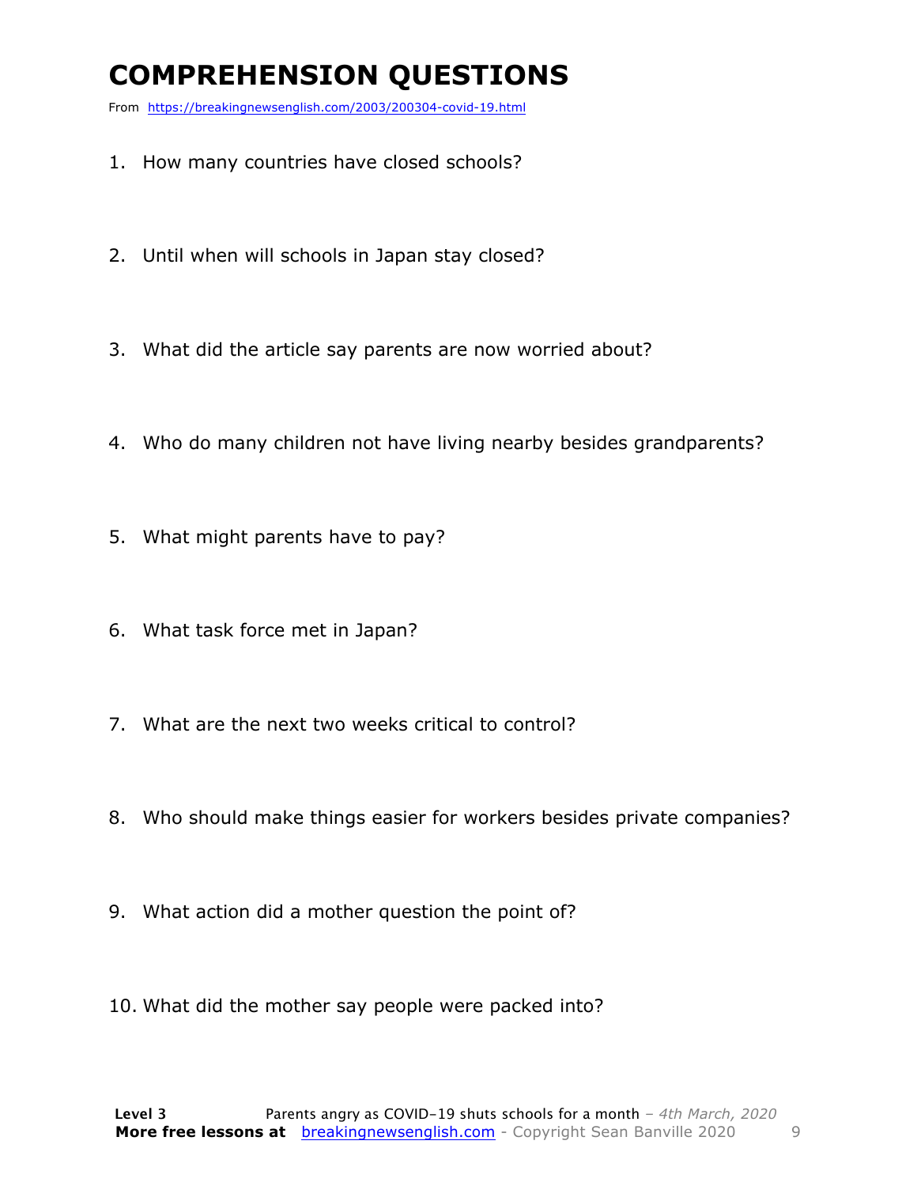# COMPREHENSION QUESTIONS

From https://breakingnewsenglish.com/2003/200304-covid-19.html

1. How many countries have closed schools?

2. Until when will schools in Japan stay closed?

3. What did the article say parents are now worried about?

4. Who do many children not have living nearby besides grandparents?

5. What might parents have to pay?

6. What task force met in Japan?

7. What are the next two weeks critical to control?

8. Who should make things easier for workers besides private companies?

9. What action did a mother question the point of?

10. What did the mother say people were packed into?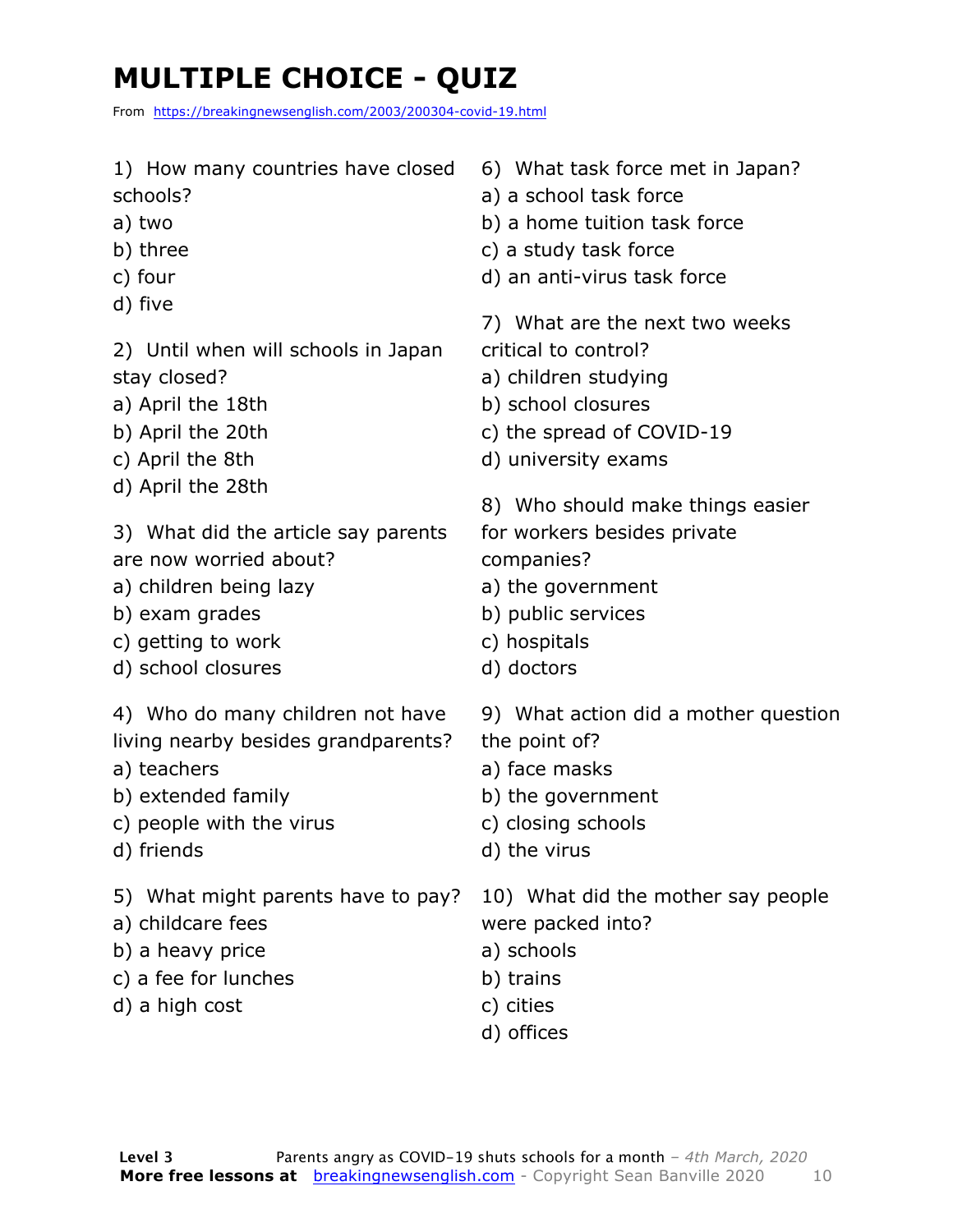# MULTIPLE CHOICE - QUIZ

From https://breakingnewsenglish.com/2003/200304-covid-19.html

1) How many countries have closed schools?
a) two
b) three
c) four
d) five

2) Until when will schools in Japan stay closed?
a) April the 18th
b) April the 20th
c) April the 8th
d) April the 28th

3) What did the article say parents are now worried about?
a) children being lazy
b) exam grades
c) getting to work
d) school closures

4) Who do many children not have living nearby besides grandparents?
a) teachers
b) extended family
c) people with the virus
d) friends

5) What might parents have to pay?
a) childcare fees
b) a heavy price
c) a fee for lunches
d) a high cost

6) What task force met in Japan?
a) a school task force
b) a home tuition task force
c) a study task force
d) an anti-virus task force

7) What are the next two weeks critical to control?
a) children studying
b) school closures
c) the spread of COVID-19
d) university exams

8) Who should make things easier for workers besides private companies?
a) the government
b) public services
c) hospitals
d) doctors

9) What action did a mother question the point of?
a) face masks
b) the government
c) closing schools
d) the virus

10) What did the mother say people were packed into?
a) schools
b) trains
c) cities
d) offices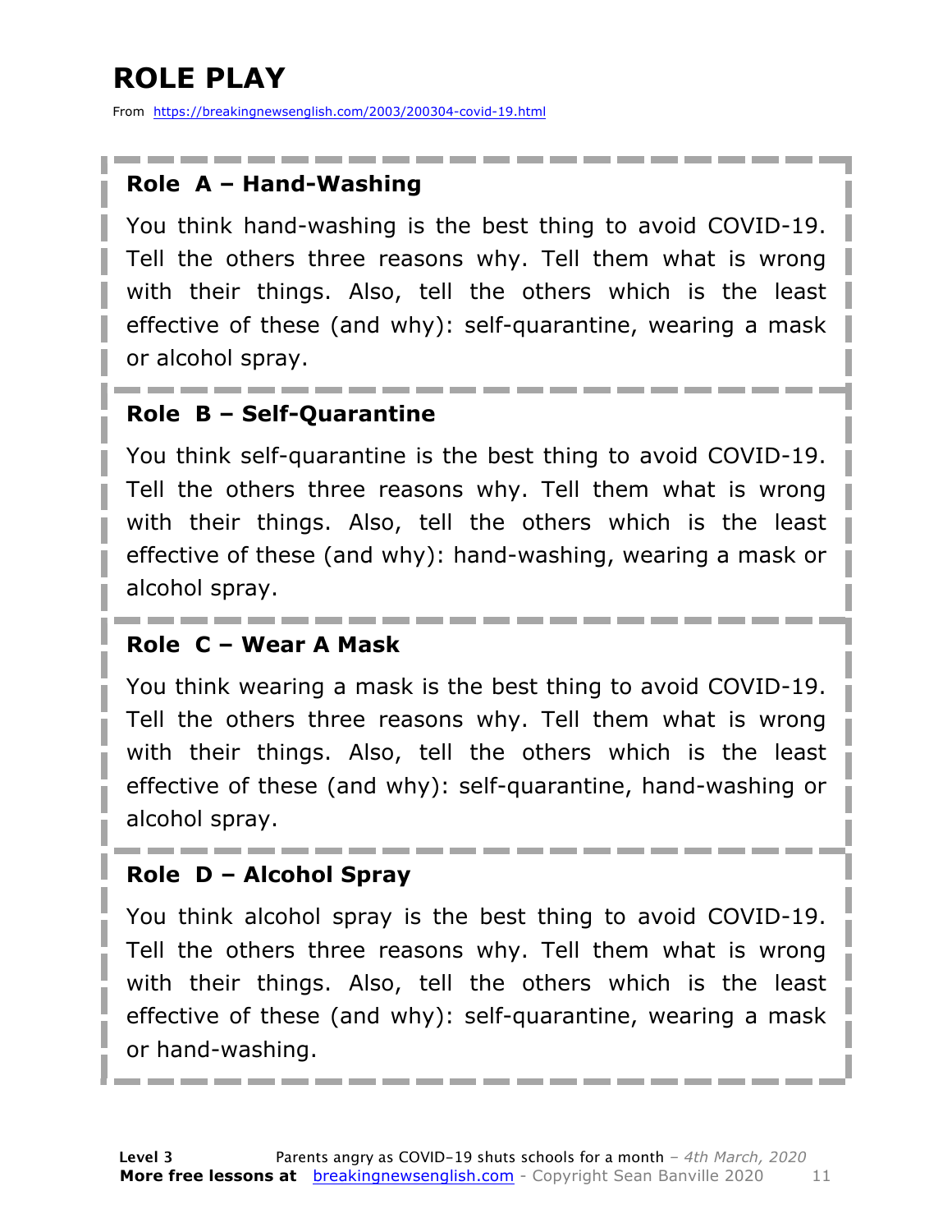# ROLE PLAY

From https://breakingnewsenglish.com/2003/200304-covid-19.html

### Role A – Hand-Washing

You think hand-washing is the best thing to avoid COVID-19. Tell the others three reasons why. Tell them what is wrong with their things. Also, tell the others which is the least effective of these (and why): self-quarantine, wearing a mask or alcohol spray.

### Role B – Self-Quarantine

You think self-quarantine is the best thing to avoid COVID-19. Tell the others three reasons why. Tell them what is wrong with their things. Also, tell the others which is the least effective of these (and why): hand-washing, wearing a mask or alcohol spray.

### Role C – Wear A Mask

You think wearing a mask is the best thing to avoid COVID-19. Tell the others three reasons why. Tell them what is wrong with their things. Also, tell the others which is the least effective of these (and why): self-quarantine, hand-washing or alcohol spray.

### Role D – Alcohol Spray

You think alcohol spray is the best thing to avoid COVID-19. Tell the others three reasons why. Tell them what is wrong with their things. Also, tell the others which is the least effective of these (and why): self-quarantine, wearing a mask or hand-washing.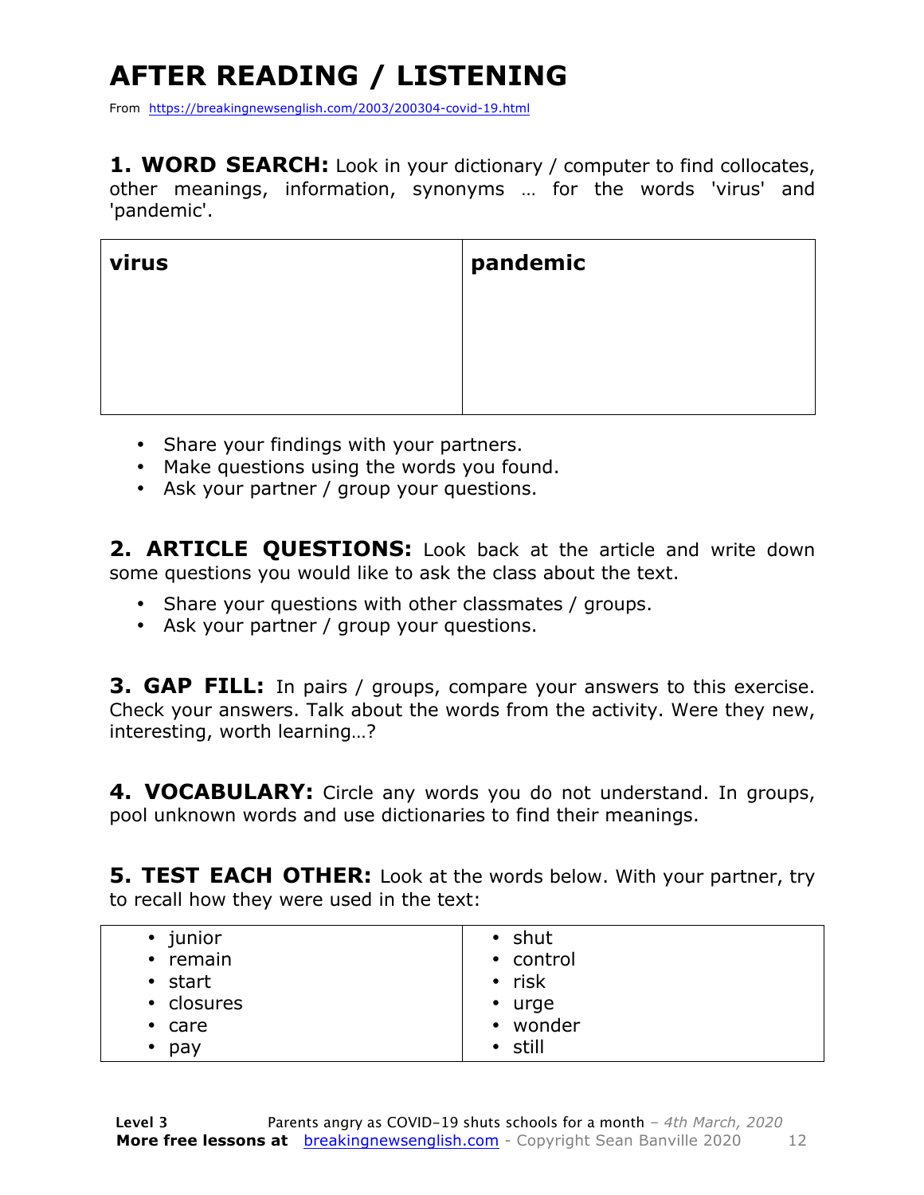# AFTER READING / LISTENING

From https://breakingnewsenglish.com/2003/200304-covid-19.html

**1. WORD SEARCH:** Look in your dictionary / computer to find collocates, other meanings, information, synonyms … for the words 'virus' and 'pandemic'.

| virus | pandemic |
|---|---|
| | |

- Share your findings with your partners.
- Make questions using the words you found.
- Ask your partner / group your questions.

**2. ARTICLE QUESTIONS:** Look back at the article and write down some questions you would like to ask the class about the text.

- Share your questions with other classmates / groups.
- Ask your partner / group your questions.

**3. GAP FILL:** In pairs / groups, compare your answers to this exercise. Check your answers. Talk about the words from the activity. Were they new, interesting, worth learning…?

**4. VOCABULARY:** Circle any words you do not understand. In groups, pool unknown words and use dictionaries to find their meanings.

**5. TEST EACH OTHER:** Look at the words below. With your partner, try to recall how they were used in the text:

| | |
|---|---|
| • junior<br>• remain<br>• start<br>• closures<br>• care<br>• pay | • shut<br>• control<br>• risk<br>• urge<br>• wonder<br>• still |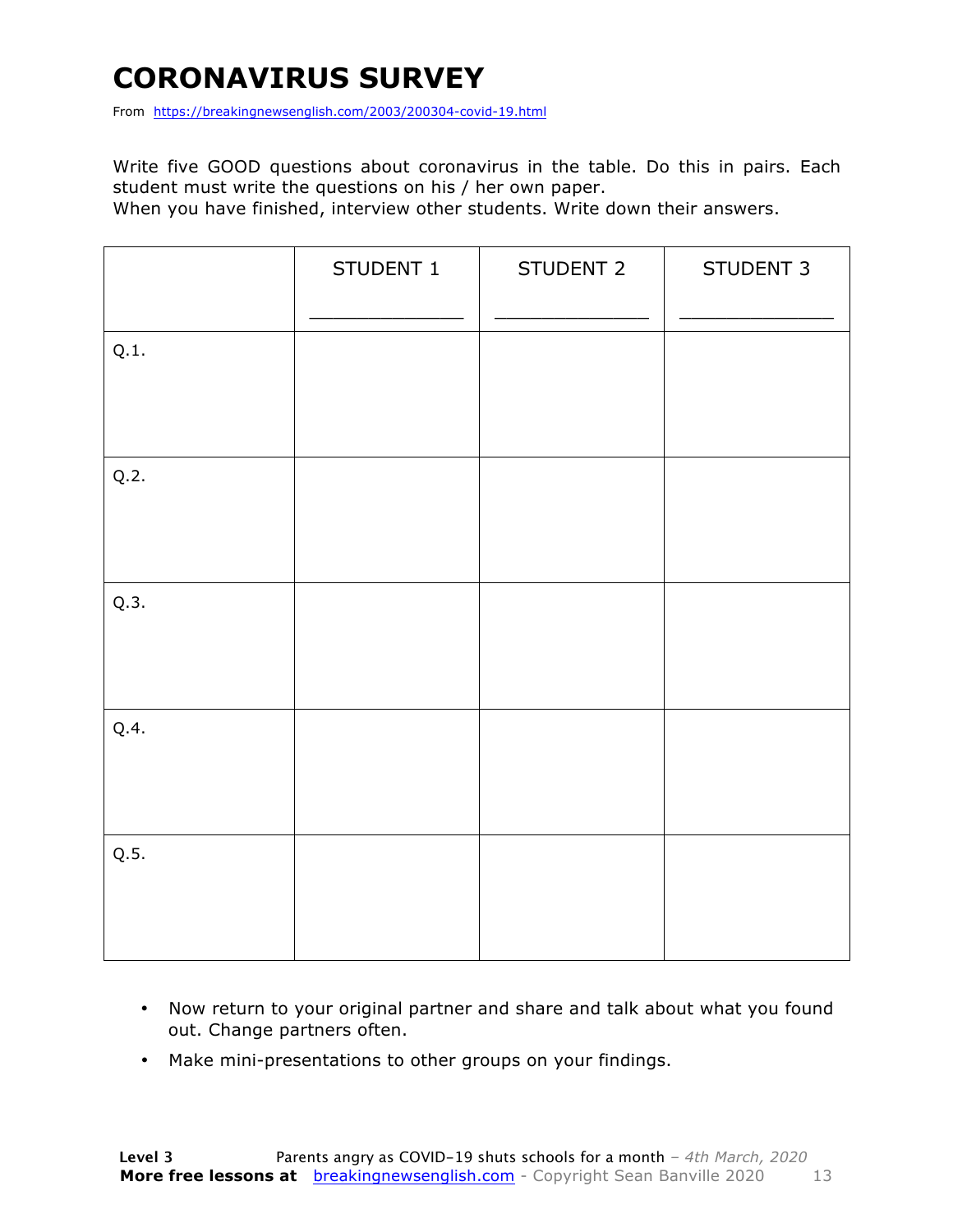# CORONAVIRUS SURVEY

From https://breakingnewsenglish.com/2003/200304-covid-19.html

Write five GOOD questions about coronavirus in the table. Do this in pairs. Each student must write the questions on his / her own paper.

When you have finished, interview other students. Write down their answers.

| | STUDENT 1<br>_____________ | STUDENT 2<br>_____________ | STUDENT 3<br>_____________ |
|---|---|---|---|
| Q.1. | | | |
| Q.2. | | | |
| Q.3. | | | |
| Q.4. | | | |
| Q.5. | | | |

- Now return to your original partner and share and talk about what you found out. Change partners often.
- Make mini-presentations to other groups on your findings.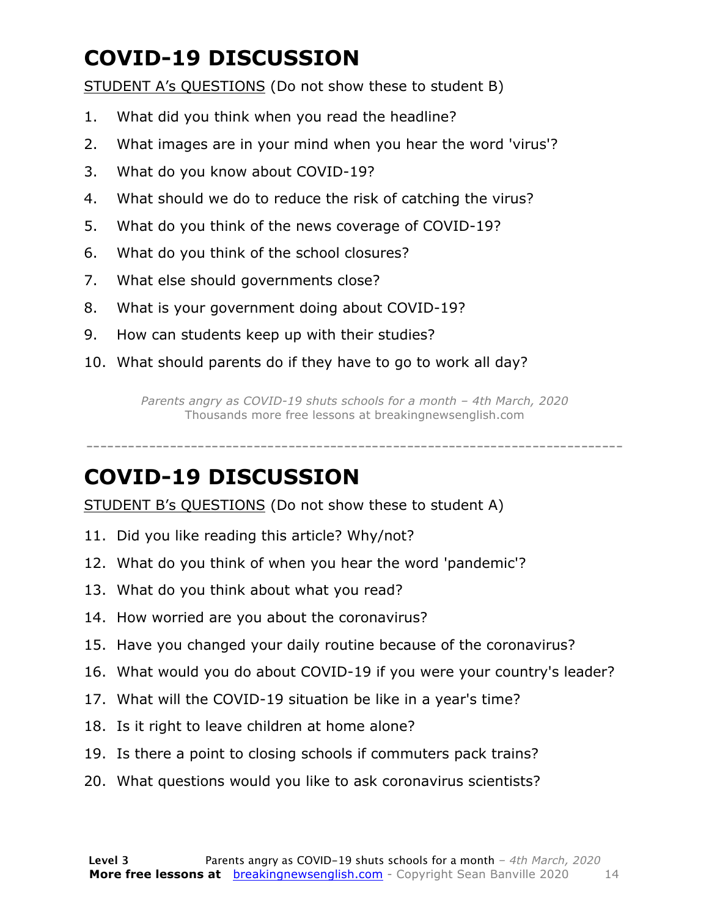# COVID-19 DISCUSSION

STUDENT A's QUESTIONS (Do not show these to student B)

1. What did you think when you read the headline?
2. What images are in your mind when you hear the word 'virus'?
3. What do you know about COVID-19?
4. What should we do to reduce the risk of catching the virus?
5. What do you think of the news coverage of COVID-19?
6. What do you think of the school closures?
7. What else should governments close?
8. What is your government doing about COVID-19?
9. How can students keep up with their studies?
10. What should parents do if they have to go to work all day?

*Parents angry as COVID-19 shuts schools for a month – 4th March, 2020*
Thousands more free lessons at breakingnewsenglish.com

---

# COVID-19 DISCUSSION

STUDENT B's QUESTIONS (Do not show these to student A)

11. Did you like reading this article? Why/not?
12. What do you think of when you hear the word 'pandemic'?
13. What do you think about what you read?
14. How worried are you about the coronavirus?
15. Have you changed your daily routine because of the coronavirus?
16. What would you do about COVID-19 if you were your country's leader?
17. What will the COVID-19 situation be like in a year's time?
18. Is it right to leave children at home alone?
19. Is there a point to closing schools if commuters pack trains?
20. What questions would you like to ask coronavirus scientists?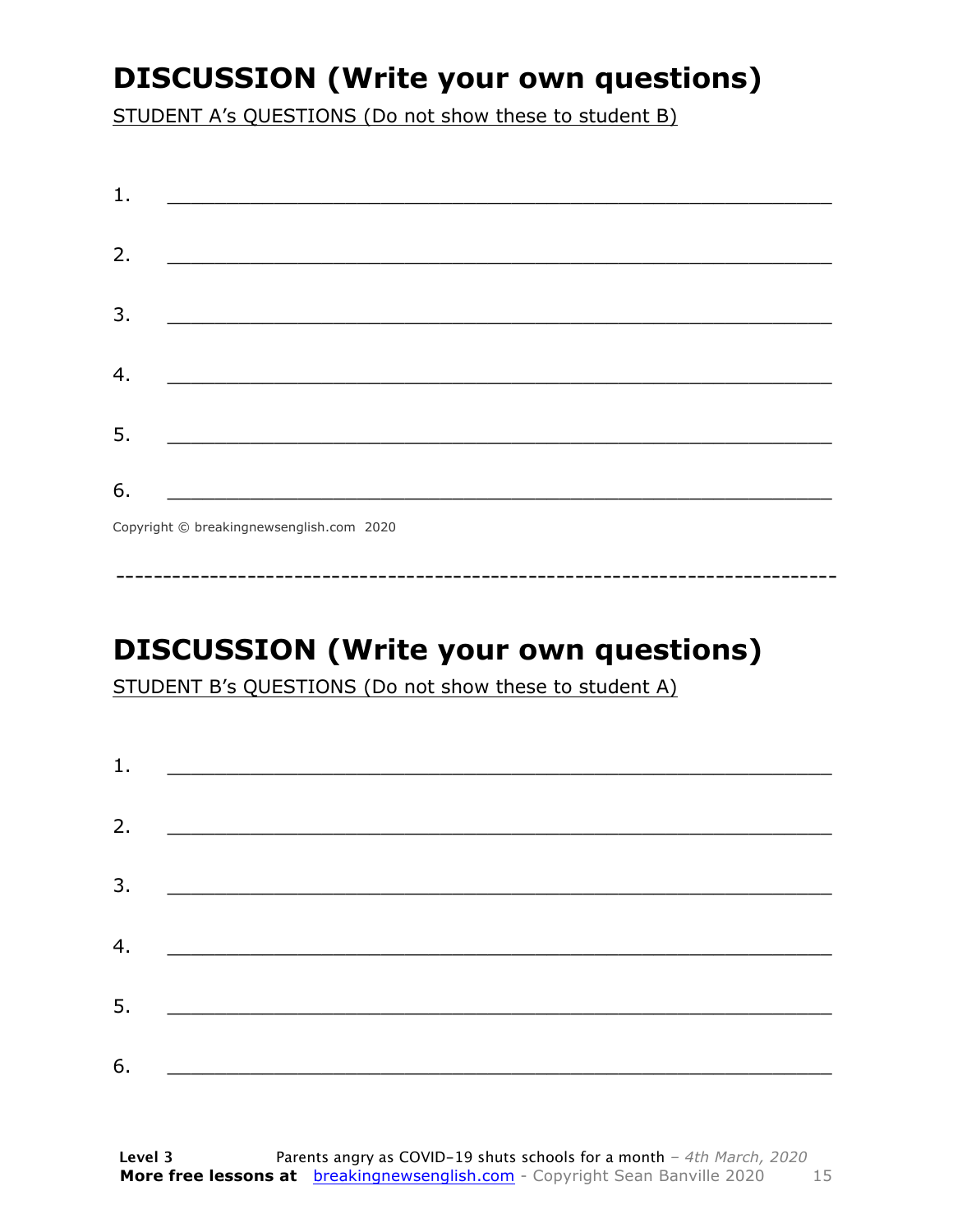## DISCUSSION (Write your own questions)

STUDENT A's QUESTIONS (Do not show these to student B)

1. ___________________________________________________________

2. ___________________________________________________________

3. ___________________________________________________________

4. ___________________________________________________________

5. ___________________________________________________________

6. ___________________________________________________________

Copyright © breakingnewsenglish.com 2020

---

## DISCUSSION (Write your own questions)

STUDENT B's QUESTIONS (Do not show these to student A)

1. ___________________________________________________________

2. ___________________________________________________________

3. ___________________________________________________________

4. ___________________________________________________________

5. ___________________________________________________________

6. ___________________________________________________________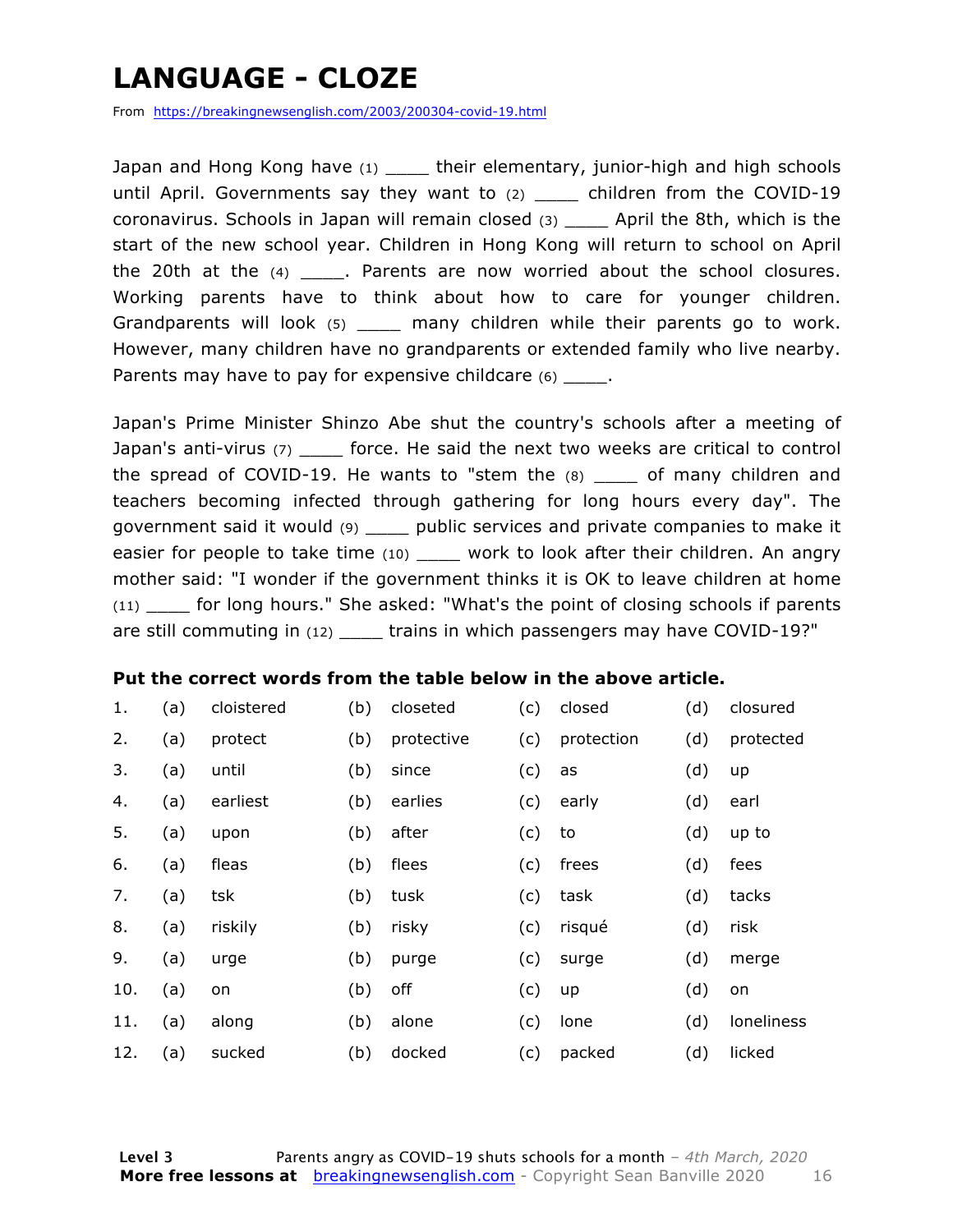# LANGUAGE - CLOZE

From https://breakingnewsenglish.com/2003/200304-covid-19.html

Japan and Hong Kong have (1) ____ their elementary, junior-high and high schools until April. Governments say they want to (2) ____ children from the COVID-19 coronavirus. Schools in Japan will remain closed (3) ____ April the 8th, which is the start of the new school year. Children in Hong Kong will return to school on April the 20th at the (4) ____. Parents are now worried about the school closures. Working parents have to think about how to care for younger children. Grandparents will look (5) ____ many children while their parents go to work. However, many children have no grandparents or extended family who live nearby. Parents may have to pay for expensive childcare (6) ____.

Japan's Prime Minister Shinzo Abe shut the country's schools after a meeting of Japan's anti-virus (7) ____ force. He said the next two weeks are critical to control the spread of COVID-19. He wants to "stem the (8) ____ of many children and teachers becoming infected through gathering for long hours every day". The government said it would (9) ____ public services and private companies to make it easier for people to take time (10) ____ work to look after their children. An angry mother said: "I wonder if the government thinks it is OK to leave children at home (11) ____ for long hours." She asked: "What's the point of closing schools if parents are still commuting in (12) ____ trains in which passengers may have COVID-19?"

**Put the correct words from the table below in the above article.**

| | | | | | | | | |
|---|---|---|---|---|---|---|---|---|
| 1. | (a) | cloistered | (b) | closeted | (c) | closed | (d) | closured |
| 2. | (a) | protect | (b) | protective | (c) | protection | (d) | protected |
| 3. | (a) | until | (b) | since | (c) | as | (d) | up |
| 4. | (a) | earliest | (b) | earlies | (c) | early | (d) | earl |
| 5. | (a) | upon | (b) | after | (c) | to | (d) | up to |
| 6. | (a) | fleas | (b) | flees | (c) | frees | (d) | fees |
| 7. | (a) | tsk | (b) | tusk | (c) | task | (d) | tacks |
| 8. | (a) | riskily | (b) | risky | (c) | risqué | (d) | risk |
| 9. | (a) | urge | (b) | purge | (c) | surge | (d) | merge |
| 10. | (a) | on | (b) | off | (c) | up | (d) | on |
| 11. | (a) | along | (b) | alone | (c) | lone | (d) | loneliness |
| 12. | (a) | sucked | (b) | docked | (c) | packed | (d) | licked |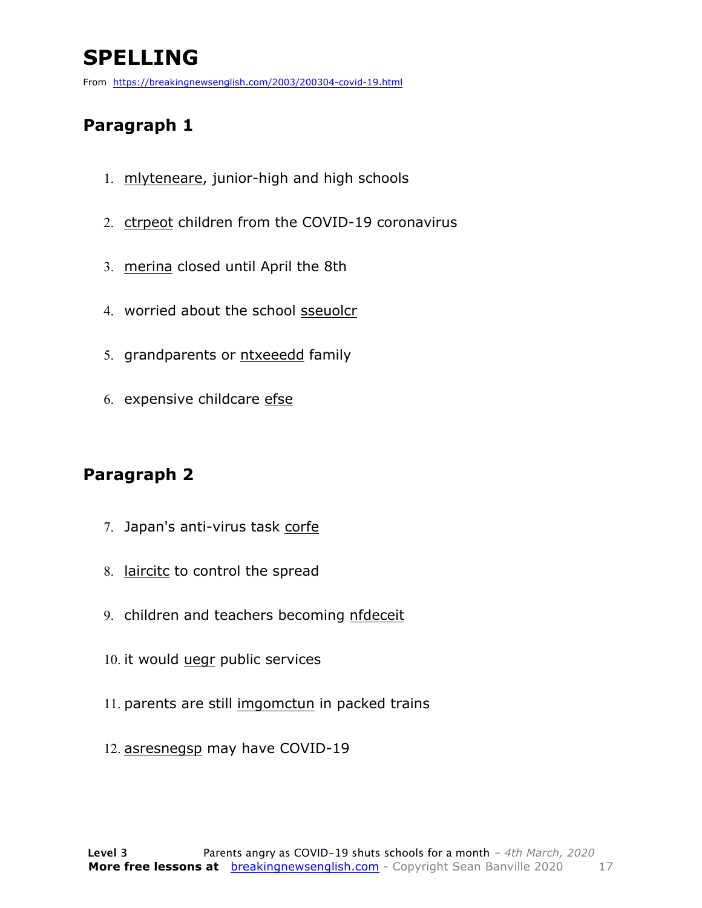# SPELLING

From https://breakingnewsenglish.com/2003/200304-covid-19.html

## Paragraph 1

1. mlyteneare, junior-high and high schools
2. ctrpeot children from the COVID-19 coronavirus
3. merina closed until April the 8th
4. worried about the school sseuolcr
5. grandparents or ntxeeedd family
6. expensive childcare efse

## Paragraph 2

7. Japan's anti-virus task corfe
8. laircitc to control the spread
9. children and teachers becoming nfdeceit
10. it would uegr public services
11. parents are still imgomctun in packed trains
12. asresnegsp may have COVID-19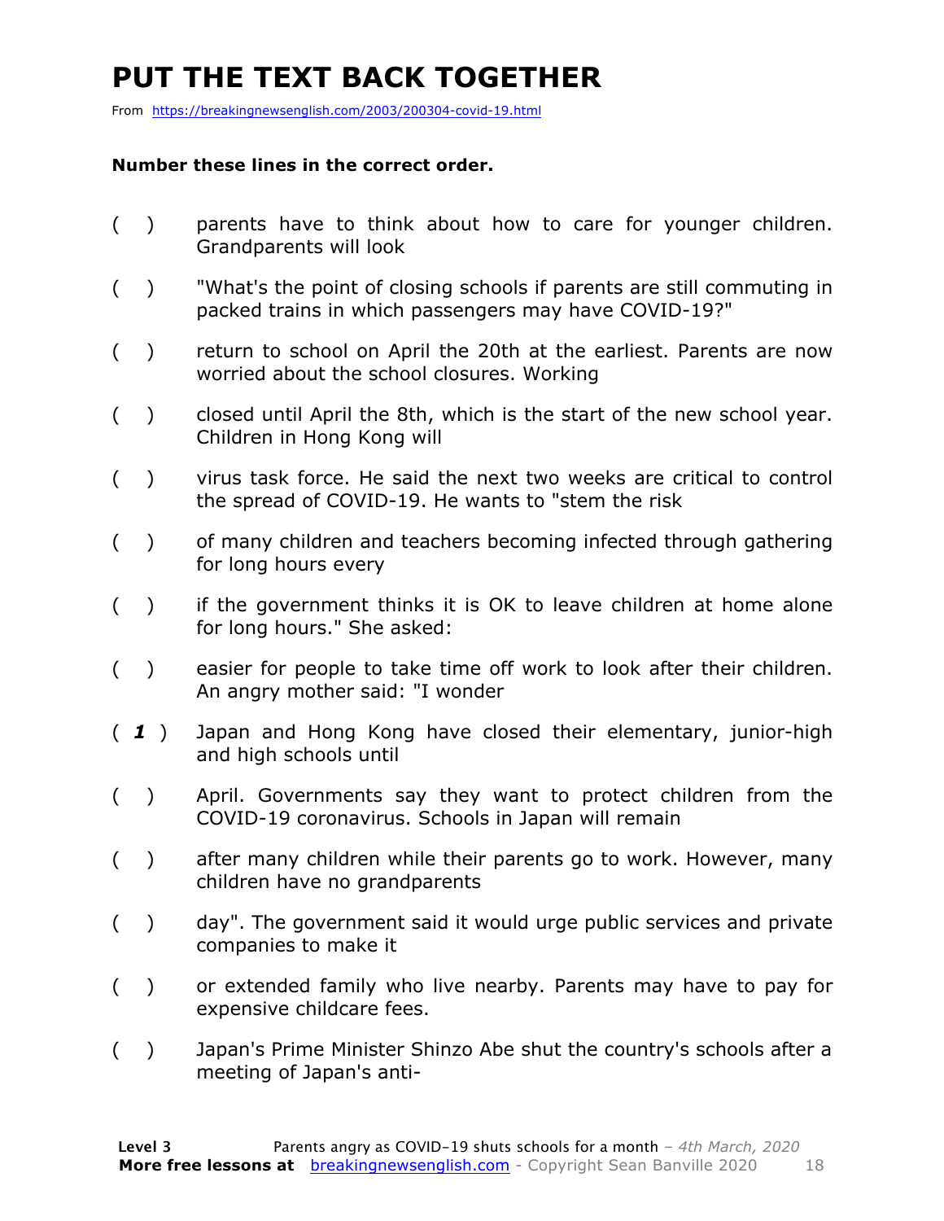# PUT THE TEXT BACK TOGETHER

From https://breakingnewsenglish.com/2003/200304-covid-19.html

**Number these lines in the correct order.**

( ) parents have to think about how to care for younger children. Grandparents will look

( ) "What's the point of closing schools if parents are still commuting in packed trains in which passengers may have COVID-19?"

( ) return to school on April the 20th at the earliest. Parents are now worried about the school closures. Working

( ) closed until April the 8th, which is the start of the new school year. Children in Hong Kong will

( ) virus task force. He said the next two weeks are critical to control the spread of COVID-19. He wants to "stem the risk

( ) of many children and teachers becoming infected through gathering for long hours every

( ) if the government thinks it is OK to leave children at home alone for long hours." She asked:

( ) easier for people to take time off work to look after their children. An angry mother said: "I wonder

( *1* ) Japan and Hong Kong have closed their elementary, junior-high and high schools until

( ) April. Governments say they want to protect children from the COVID-19 coronavirus. Schools in Japan will remain

( ) after many children while their parents go to work. However, many children have no grandparents

( ) day". The government said it would urge public services and private companies to make it

( ) or extended family who live nearby. Parents may have to pay for expensive childcare fees.

( ) Japan's Prime Minister Shinzo Abe shut the country's schools after a meeting of Japan's anti-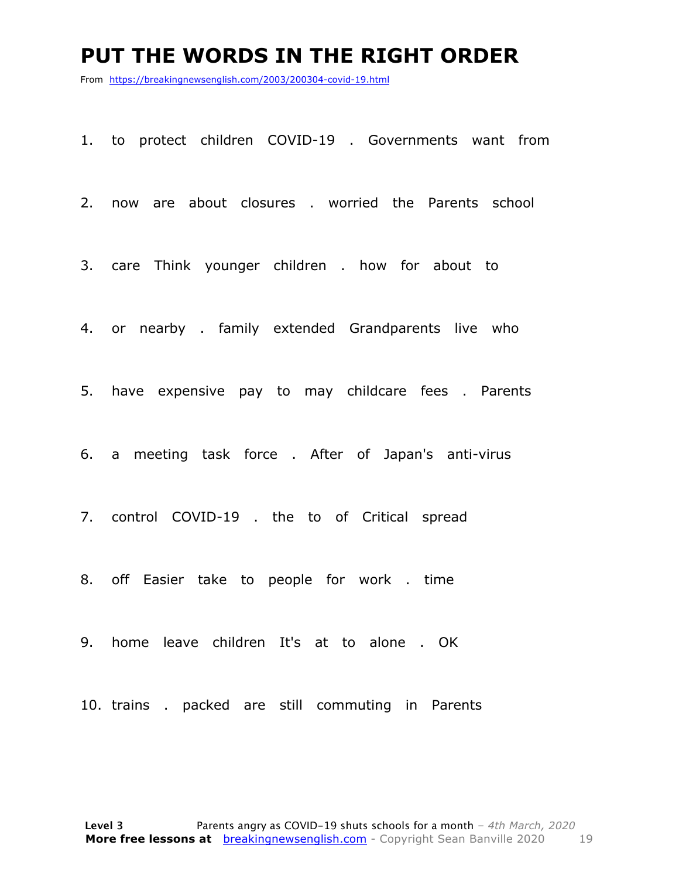# PUT THE WORDS IN THE RIGHT ORDER

From https://breakingnewsenglish.com/2003/200304-covid-19.html

1. to protect children COVID-19 . Governments want from

2. now are about closures . worried the Parents school

3. care Think younger children . how for about to

4. or nearby . family extended Grandparents live who

5. have expensive pay to may childcare fees . Parents

6. a meeting task force . After of Japan's anti-virus

7. control COVID-19 . the to of Critical spread

8. off Easier take to people for work . time

9. home leave children It's at to alone . OK

10. trains . packed are still commuting in Parents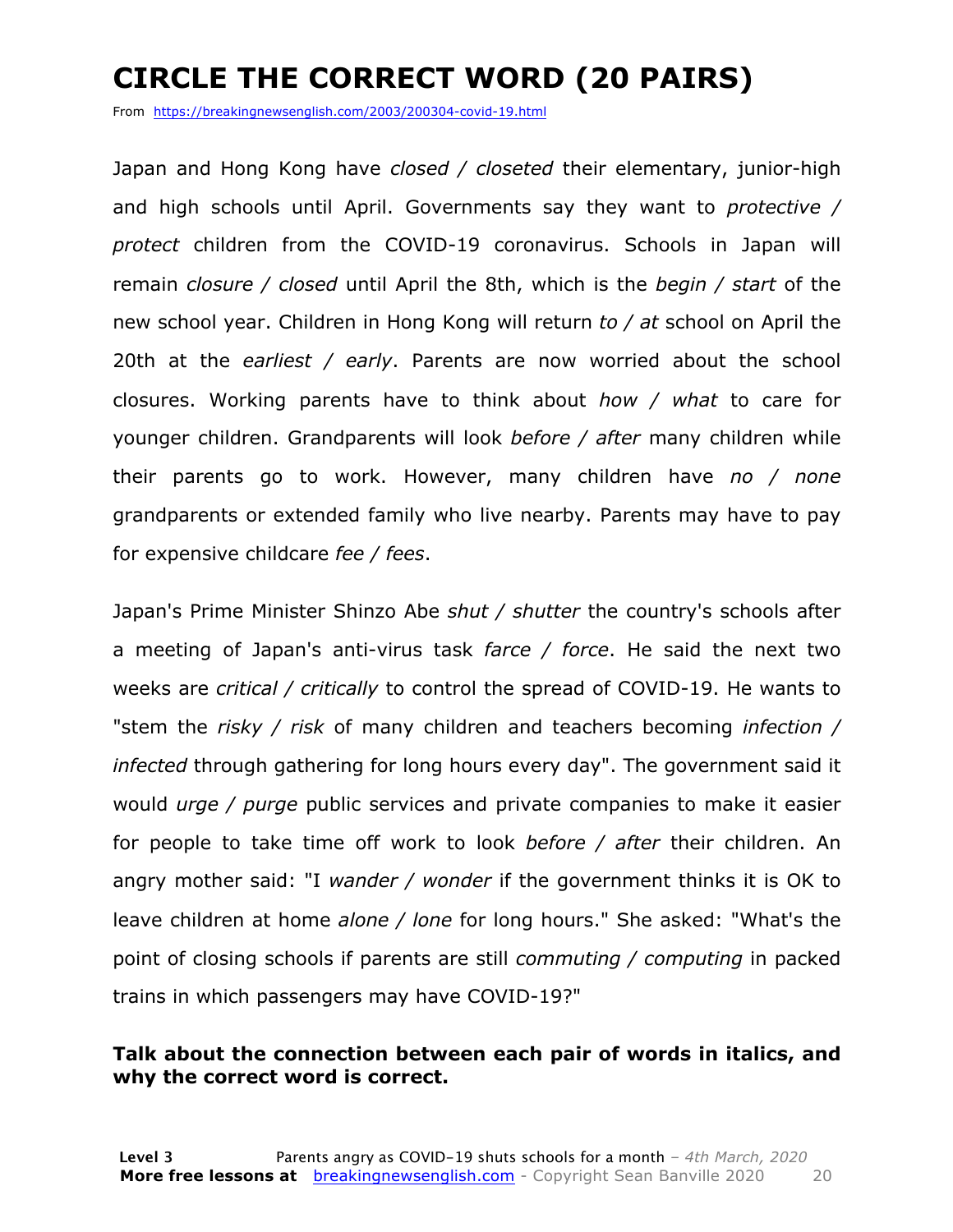# CIRCLE THE CORRECT WORD (20 PAIRS)

From https://breakingnewsenglish.com/2003/200304-covid-19.html

Japan and Hong Kong have *closed / closeted* their elementary, junior-high and high schools until April. Governments say they want to *protective / protect* children from the COVID-19 coronavirus. Schools in Japan will remain *closure / closed* until April the 8th, which is the *begin / start* of the new school year. Children in Hong Kong will return *to / at* school on April the 20th at the *earliest / early*. Parents are now worried about the school closures. Working parents have to think about *how / what* to care for younger children. Grandparents will look *before / after* many children while their parents go to work. However, many children have *no / none* grandparents or extended family who live nearby. Parents may have to pay for expensive childcare *fee / fees*.

Japan's Prime Minister Shinzo Abe *shut / shutter* the country's schools after a meeting of Japan's anti-virus task *farce / force*. He said the next two weeks are *critical / critically* to control the spread of COVID-19. He wants to "stem the *risky / risk* of many children and teachers becoming *infection / infected* through gathering for long hours every day". The government said it would *urge / purge* public services and private companies to make it easier for people to take time off work to look *before / after* their children. An angry mother said: "I *wander / wonder* if the government thinks it is OK to leave children at home *alone / lone* for long hours." She asked: "What's the point of closing schools if parents are still *commuting / computing* in packed trains in which passengers may have COVID-19?"

**Talk about the connection between each pair of words in italics, and why the correct word is correct.**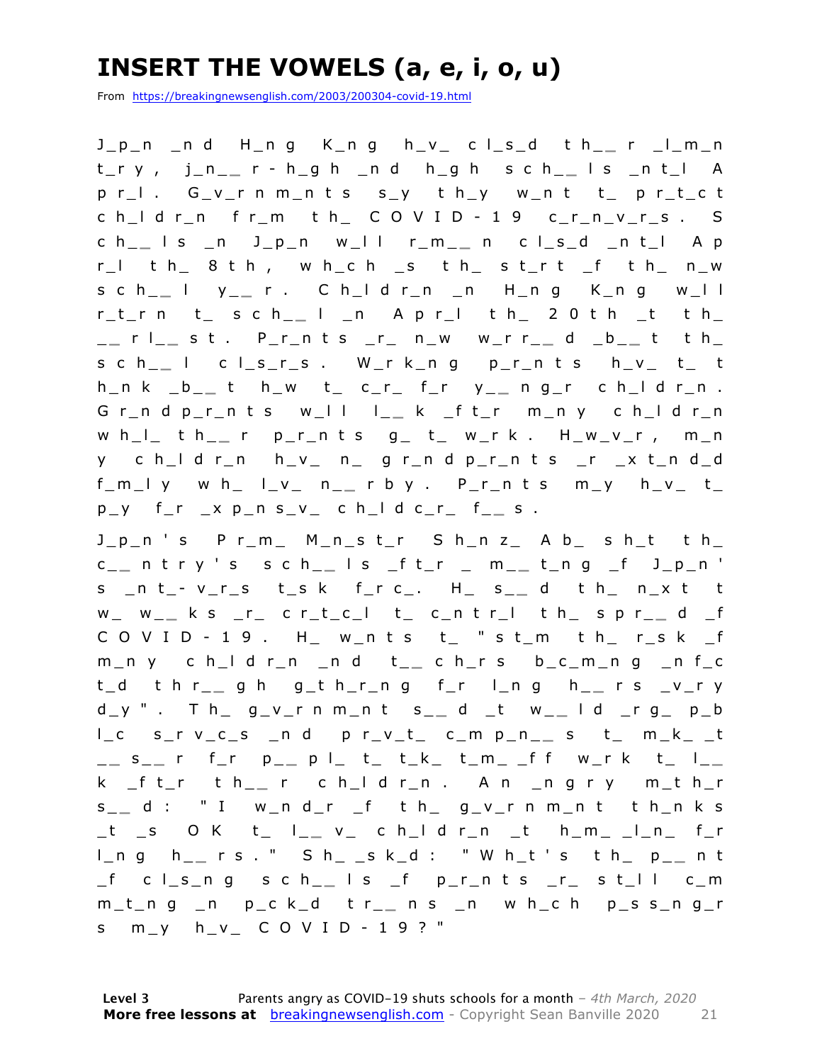# INSERT THE VOWELS (a, e, i, o, u)

From https://breakingnewsenglish.com/2003/200304-covid-19.html

J_p_n _n d H_n g K_n g h_v_ c l_s_d t h_ _ r _l_m_n t_r y , j_n_ _ r - h_g h _n d h_g h s c h_ _ l s _n t_l A p r_l . G_v_r n m_n t s s_y t h_y w_n t t_ p r_t_c t c h_l d r_n f r_m t h_ C O V I D - 1 9 c_r_n_v_r_s . S c h_ _ l s _n J_p_n w_l l r_m_ _ n c l_s_d _n t_l A p r_l t h_ 8 t h , w h_c h _s t h_ s t_r t _f t h_ n_w s c h_ _ l y_ _ r . C h_l d r_n _n H_n g K_n g w_l l r_t_r n t_ s c h_ _ l _n A p r_l t h_ 2 0 t h _t t h_ _ _ r l_ _ s t . P_r_n t s _r_ n_w w_r r_ _ d _b_ _ t t h_ s c h_ _ l c l_s_r_s . W_r k_n g p_r_n t s h_v_ t_ t h_n k _b_ _ t h_w t_ c_r_ f_r y_ _ n g_r c h_l d r_n . G r_n d p_r_n t s w_l l l_ _ k _f t_r m_n y c h_l d r_n w h_l_ t h_ _ r p_r_n t s g_ t_ w_r k . H_w_v_r , m_n y c h_l d r_n h_v_ n_ g r_n d p_r_n t s _r _x t_n d_d f_m_l y w h_ l_v_ n_ _ r b y . P_r_n t s m_y h_v_ t_ p_y f_r _x p_n s_v_ c h_l d c_r_ f_ _ s .

J_p_n ' s P r_m_ M_n_s t_r S h_n z_ A b_ s h_t t h_ c_ _ n t r y ' s s c h_ _ l s _f t_r _ m_ _ t_n g _f J_p_n ' s _n t_- v_r_s t_s k f_r c_. H_ s_ _ d t h_ n_x t t w_ w_ _ k s _r_ c r_t_c_l t_ c_n t r_l t h_ s p r_ _ d _f C O V I D - 1 9 . H_ w_n t s t_ " s t_m t h_ r_s k _f m_n y c h_l d r_n _n d t_ _ c h_r s b_c_m_n g _n f_c t_d t h r_ _ g h g_t h_r_n g f_r l_n g h_ _ r s _v_r y d_y " . T h_ g_v_r n m_n t s_ _ d _t w_ _ l d _r g_ p_b l_c s_r v_c_s _n d p r_v_t_ c_m p_n_ _ s t_ m_k_ _t _ _ s_ _ r f_r p_ _ p l_ t_ t_k_ t_m_ _f f w_r k t_ l_ _ k _f t_r t h_ _ r c h_l d r_n . A n _n g r y m_t h_r s_ _ d : " I w_n d_r _f t h_ g_v_r n m_n t t h_n k s _t _s O K t_ l_ _ v_ c h_l d r_n _t h_m_ _l_n_ f_r l_n g h_ _ r s . " S h_ _s k_d : " W h_t ' s t h_ p_ _ n t _f c l_s_n g s c h_ _ l s _f p_r_n t s _r_ s t_l l c_m m_t_n g _n p_c k_d t r_ _ n s _n w h_c h p_s s_n g_r s m_y h_v_ C O V I D - 1 9 ? "

**Level 3** Parents angry as COVID-19 shuts schools for a month – *4th March, 2020*
**More free lessons at** breakingnewsenglish.com - Copyright Sean Banville 2020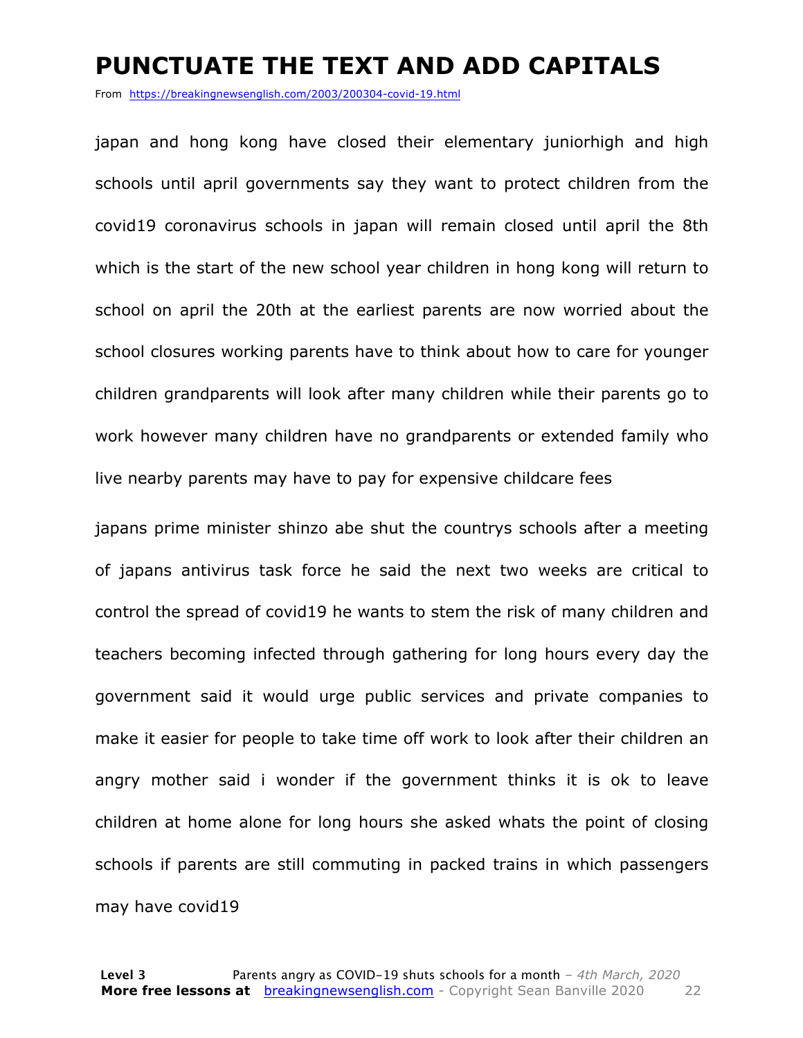# PUNCTUATE THE TEXT AND ADD CAPITALS

From https://breakingnewsenglish.com/2003/200304-covid-19.html

japan and hong kong have closed their elementary juniorhigh and high schools until april governments say they want to protect children from the covid19 coronavirus schools in japan will remain closed until april the 8th which is the start of the new school year children in hong kong will return to school on april the 20th at the earliest parents are now worried about the school closures working parents have to think about how to care for younger children grandparents will look after many children while their parents go to work however many children have no grandparents or extended family who live nearby parents may have to pay for expensive childcare fees

japans prime minister shinzo abe shut the countrys schools after a meeting of japans antivirus task force he said the next two weeks are critical to control the spread of covid19 he wants to stem the risk of many children and teachers becoming infected through gathering for long hours every day the government said it would urge public services and private companies to make it easier for people to take time off work to look after their children an angry mother said i wonder if the government thinks it is ok to leave children at home alone for long hours she asked whats the point of closing schools if parents are still commuting in packed trains in which passengers may have covid19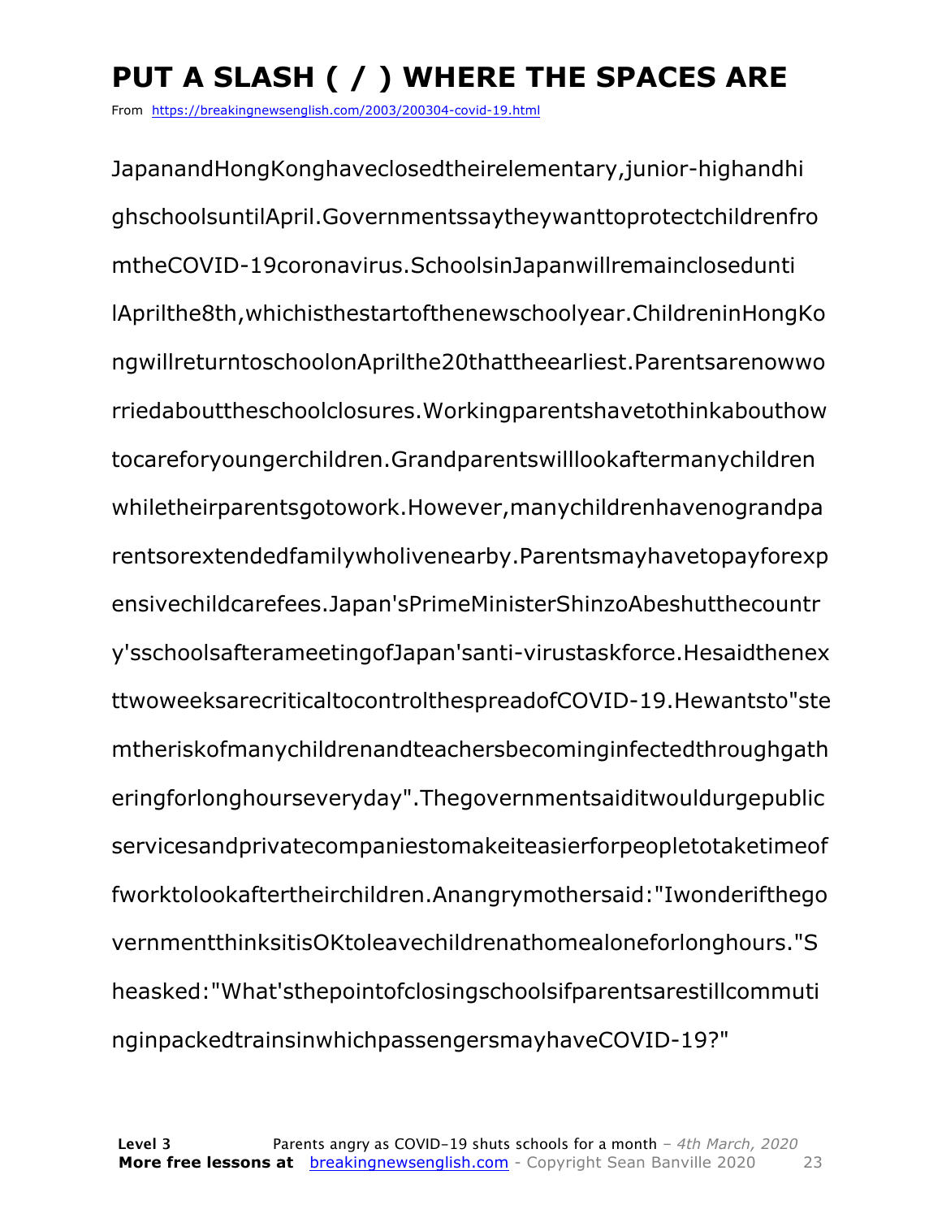# PUT A SLASH ( / ) WHERE THE SPACES ARE

From https://breakingnewsenglish.com/2003/200304-covid-19.html

JapanandHongKonghaveclosedtheirelementary,junior-highandhi
ghschoolsuntilApril.Governmentssaytheywanttoprotectchildrenfro
mtheCOVID-19coronavirus.SchoolsinJapanwillremainclosedunti
lAprilthe8th,whichisthestartofthenewschoolyear.ChildreninHongKo
ngwillreturntoschoolonAprilthe20thattheearliest.Parentsarenowwo
rriedabouttheschoolclosures.Workingparentshavetothinkabouthow
tocareforyoungerchildren.Grandparentswilllookaftermanychildren
whiletheirparentsgotowork.However,manychildrenhavenograndpa
rentsorextendedfamilywholivenearby.Parentsmayhavetopayforexp
ensivechildcarefees.Japan'sPrimeMinisterShinzoAbeshutthecountr
y'sschoolsafterameetingofJapan'santi-virustaskforce.Hesaidthenex
ttwoweeksarecriticaltocontrolthespreadofCOVID-19.Hewantsto"ste
mtheriskofmanychildrenandteachersbecominginfectedthroughgath
eringforlonghourseveryday".Thegovernmentsaiditwouldurgepublic
servicesandprivatecompaniestomakeiteasierforpeopletotaketimeof
fworktolookaftertheirchildren.Anangrymothersaid:"Iwonderifthego
vernmentthinksitisOKtoleavechildrenathomealoneforlonghours."S
heasked:"What'sthepointofclosingschoolsifparentsarestillcommuti
nginpackedtrainsinwhichpassengersmayhaveCOVID-19?"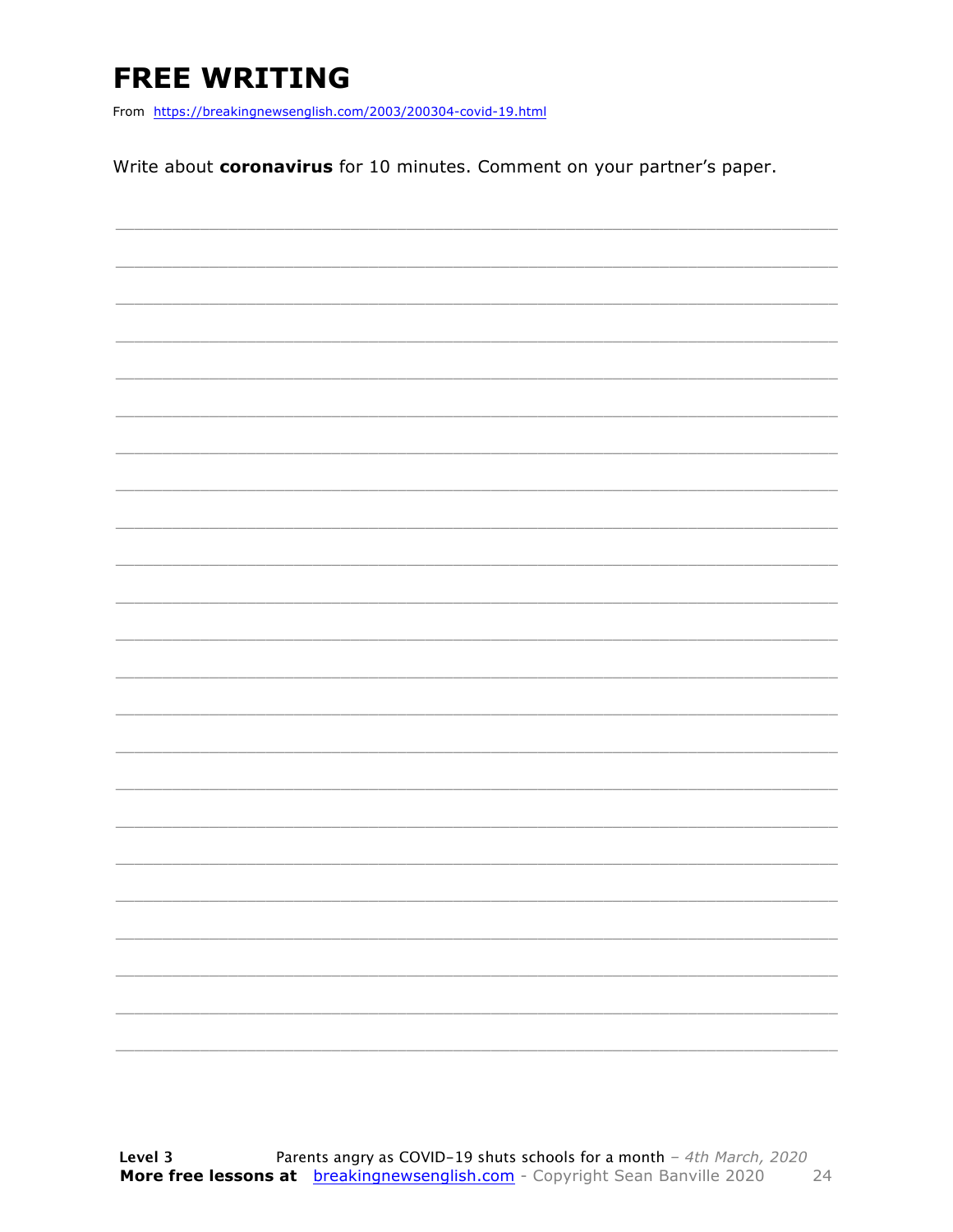# FREE WRITING

From https://breakingnewsenglish.com/2003/200304-covid-19.html

Write about **coronavirus** for 10 minutes. Comment on your partner's paper.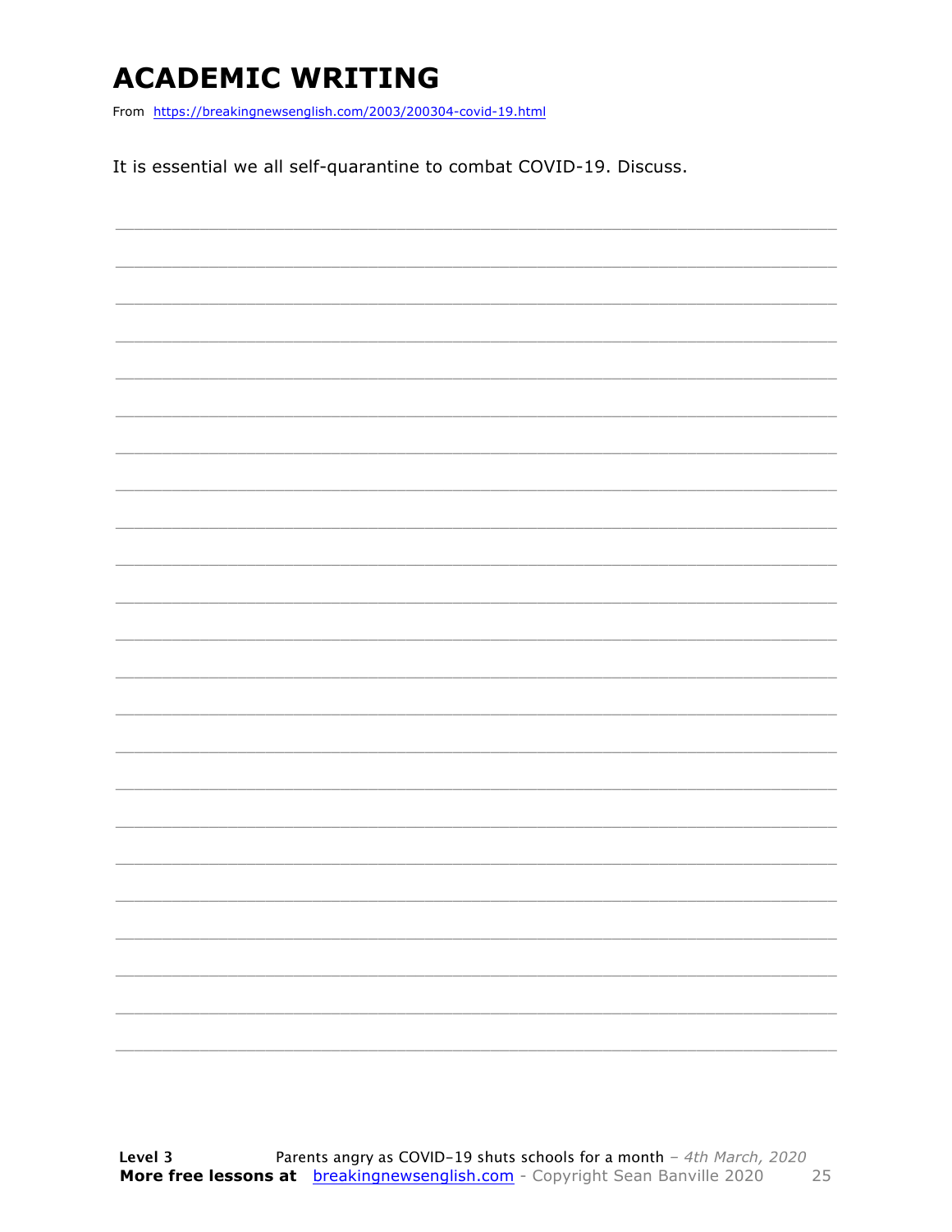# ACADEMIC WRITING

From https://breakingnewsenglish.com/2003/200304-covid-19.html

It is essential we all self-quarantine to combat COVID-19. Discuss.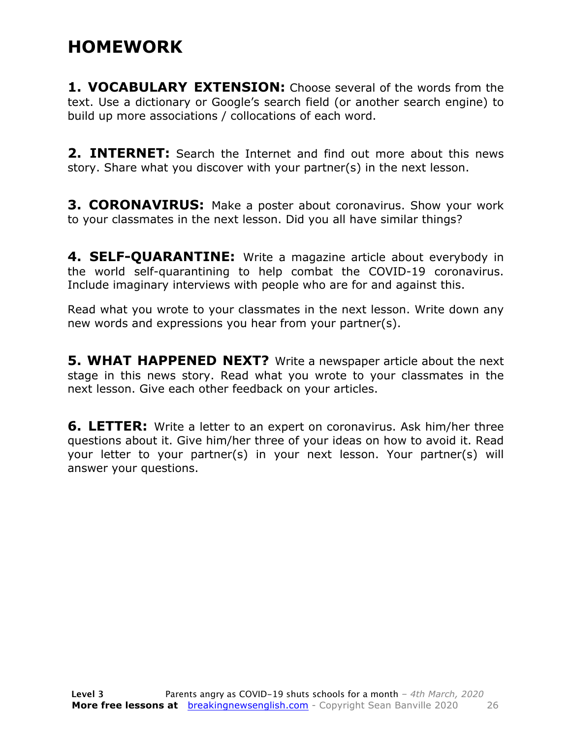# HOMEWORK

**1. VOCABULARY EXTENSION:** Choose several of the words from the text. Use a dictionary or Google's search field (or another search engine) to build up more associations / collocations of each word.

**2. INTERNET:** Search the Internet and find out more about this news story. Share what you discover with your partner(s) in the next lesson.

**3. CORONAVIRUS:** Make a poster about coronavirus. Show your work to your classmates in the next lesson. Did you all have similar things?

**4. SELF-QUARANTINE:** Write a magazine article about everybody in the world self-quarantining to help combat the COVID-19 coronavirus. Include imaginary interviews with people who are for and against this.

Read what you wrote to your classmates in the next lesson. Write down any new words and expressions you hear from your partner(s).

**5. WHAT HAPPENED NEXT?** Write a newspaper article about the next stage in this news story. Read what you wrote to your classmates in the next lesson. Give each other feedback on your articles.

**6. LETTER:** Write a letter to an expert on coronavirus. Ask him/her three questions about it. Give him/her three of your ideas on how to avoid it. Read your letter to your partner(s) in your next lesson. Your partner(s) will answer your questions.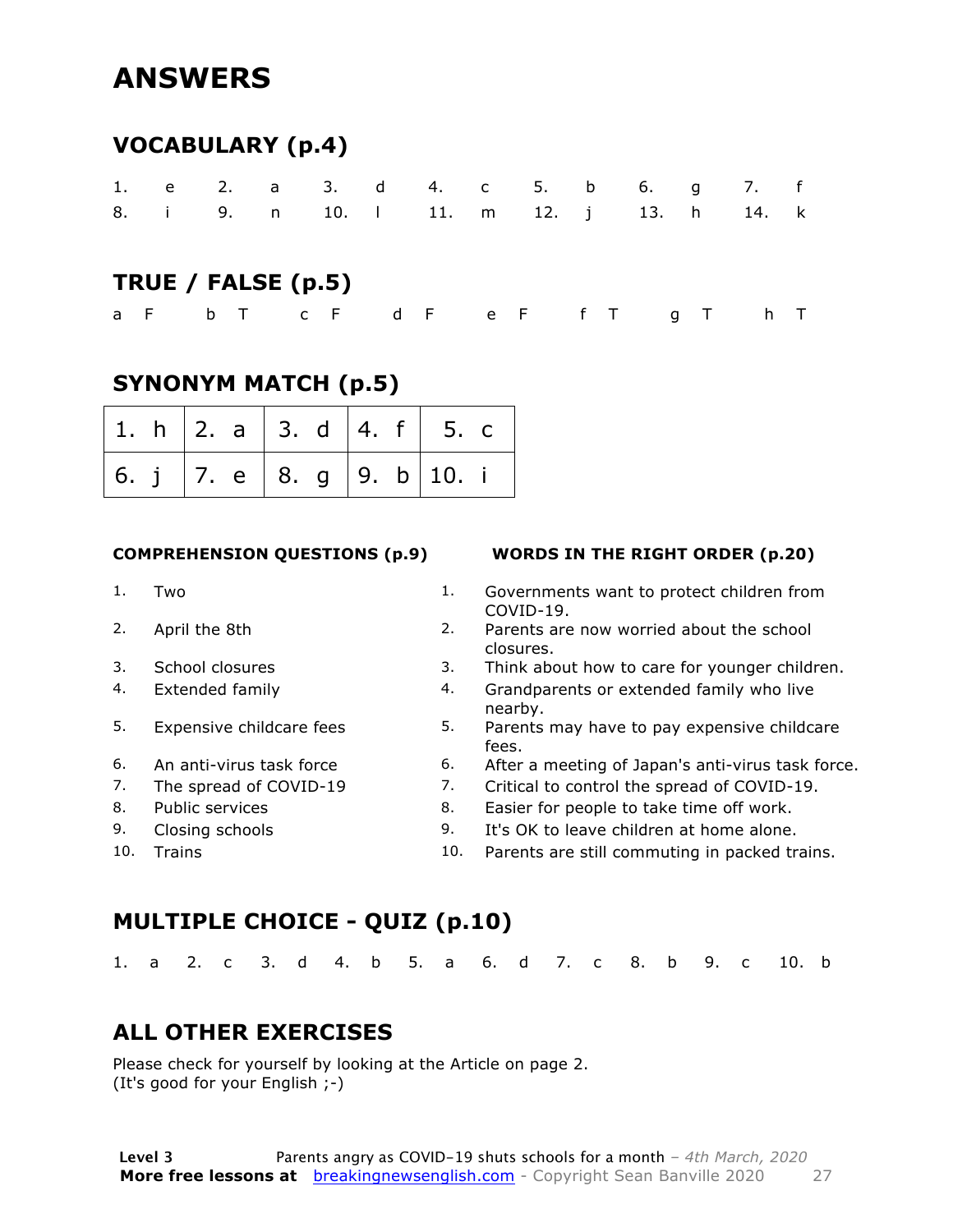# ANSWERS

## VOCABULARY (p.4)

| | | | | | | | | | | | | | |
|---|---|---|---|---|---|---|---|---|---|---|---|---|---|
| 1. | e | 2. | a | 3. | d | 4. | c | 5. | b | 6. | g | 7. | f |
| 8. | i | 9. | n | 10. | l | 11. | m | 12. | j | 13. | h | 14. | k |

## TRUE / FALSE (p.5)

a F  b T  c F  d F  e F  f T  g T  h T

## SYNONYM MATCH (p.5)

| | | | | |
|---|---|---|---|---|
| 1. h | 2. a | 3. d | 4. f | 5. c |
| 6. j | 7. e | 8. g | 9. b | 10. i |

**COMPREHENSION QUESTIONS (p.9)**

1. Two
2. April the 8th
3. School closures
4. Extended family
5. Expensive childcare fees
6. An anti-virus task force
7. The spread of COVID-19
8. Public services
9. Closing schools
10. Trains

**WORDS IN THE RIGHT ORDER (p.20)**

1. Governments want to protect children from COVID-19.
2. Parents are now worried about the school closures.
3. Think about how to care for younger children.
4. Grandparents or extended family who live nearby.
5. Parents may have to pay expensive childcare fees.
6. After a meeting of Japan's anti-virus task force.
7. Critical to control the spread of COVID-19.
8. Easier for people to take time off work.
9. It's OK to leave children at home alone.
10. Parents are still commuting in packed trains.

## MULTIPLE CHOICE - QUIZ (p.10)

1. a  2. c  3. d  4. b  5. a  6. d  7. c  8. b  9. c  10. b

## ALL OTHER EXERCISES

Please check for yourself by looking at the Article on page 2.
(It's good for your English ;-)